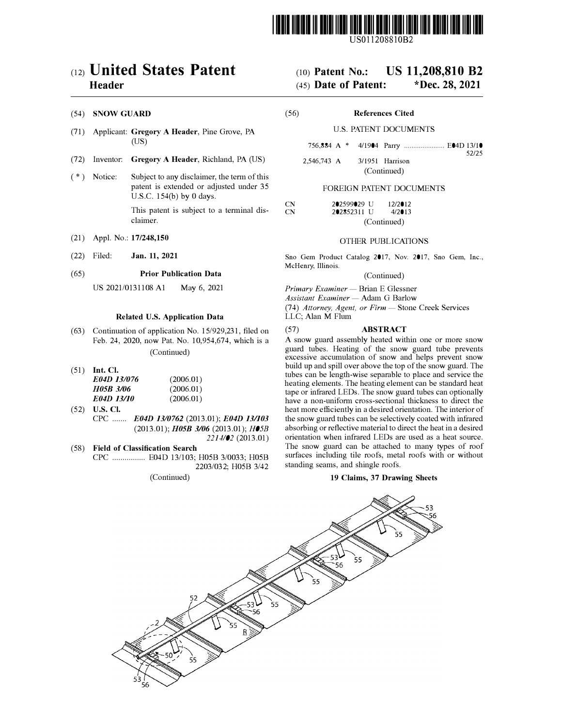US011208810B2

# (12) United States Patent
**Header**

(10) **Patent No.: US 11,208,810 B2**

(45) **Date of Patent: \*Dec. 28, 2021**

(54) **SNOW GUARD**

(71) Applicant: **Gregory A Header**, Pine Grove, PA (US)

(72) Inventor: **Gregory A Header**, Richland, PA (US)

( * ) Notice: Subject to any disclaimer, the term of this patent is extended or adjusted under 35 U.S.C. 154(b) by 0 days.

This patent is subject to a terminal disclaimer.

(21) Appl. No.: **17/248,150**

(22) Filed: **Jan. 11, 2021**

(65) **Prior Publication Data**

US 2021/0131108 A1 May 6, 2021

**Related U.S. Application Data**

(63) Continuation of application No. 15/929,231, filed on Feb. 24, 2020, now Pat. No. 10,954,674, which is a (Continued)

(51) **Int. Cl.**

| | |
|---|---|
| ***E04D 13/076*** | (2006.01) |
| ***H05B 3/06*** | (2006.01) |
| ***E04D 13/10*** | (2006.01) |

(52) **U.S. Cl.**

CPC ....... ***E04D 13/0762*** (2013.01); ***E04D 13/103*** (2013.01); ***H05B 3/06*** (2013.01); ***H05B 2214/02*** (2013.01)

(58) **Field of Classification Search**

CPC ................ E04D 13/103; H05B 3/0033; H05B 2203/032; H05B 3/42

(Continued)

(56) **References Cited**

U.S. PATENT DOCUMENTS

| | | | |
|---|---|---|---|
| 756,884 A * | 4/1904 | Parry ...................... | E04D 13/10 52/25 |
| 2,546,743 A | 3/1951 | Harrison | |

(Continued)

FOREIGN PATENT DOCUMENTS

| | | |
|---|---|---|
| CN | 202599029 U | 12/2012 |
| CN | 202852311 U | 4/2013 |

(Continued)

OTHER PUBLICATIONS

Sno Gem Product Catalog 2017, Nov. 2017, Sno Gem, Inc., McHenry, Illinois.

(Continued)

*Primary Examiner* — Brian E Glessner

*Assistant Examiner* — Adam G Barlow

(74) *Attorney, Agent, or Firm* — Stone Creek Services LLC; Alan M Flum

(57) **ABSTRACT**

A snow guard assembly heated within one or more snow guard tubes. Heating of the snow guard tube prevents excessive accumulation of snow and helps prevent snow build up and spill over above the top of the snow guard. The tubes can be length-wise separable to place and service the heating elements. The heating element can be standard heat tape or infrared LEDs. The snow guard tubes can optionally have a non-uniform cross-sectional thickness to direct the heat more efficiently in a desired orientation. The interior of the snow guard tubes can be selectively coated with infrared absorbing or reflective material to direct the heat in a desired orientation when infrared LEDs are used as a heat source. The snow guard can be attached to many types of roof surfaces including tile roofs, metal roofs with or without standing seams, and shingle roofs.

**19 Claims, 37 Drawing Sheets**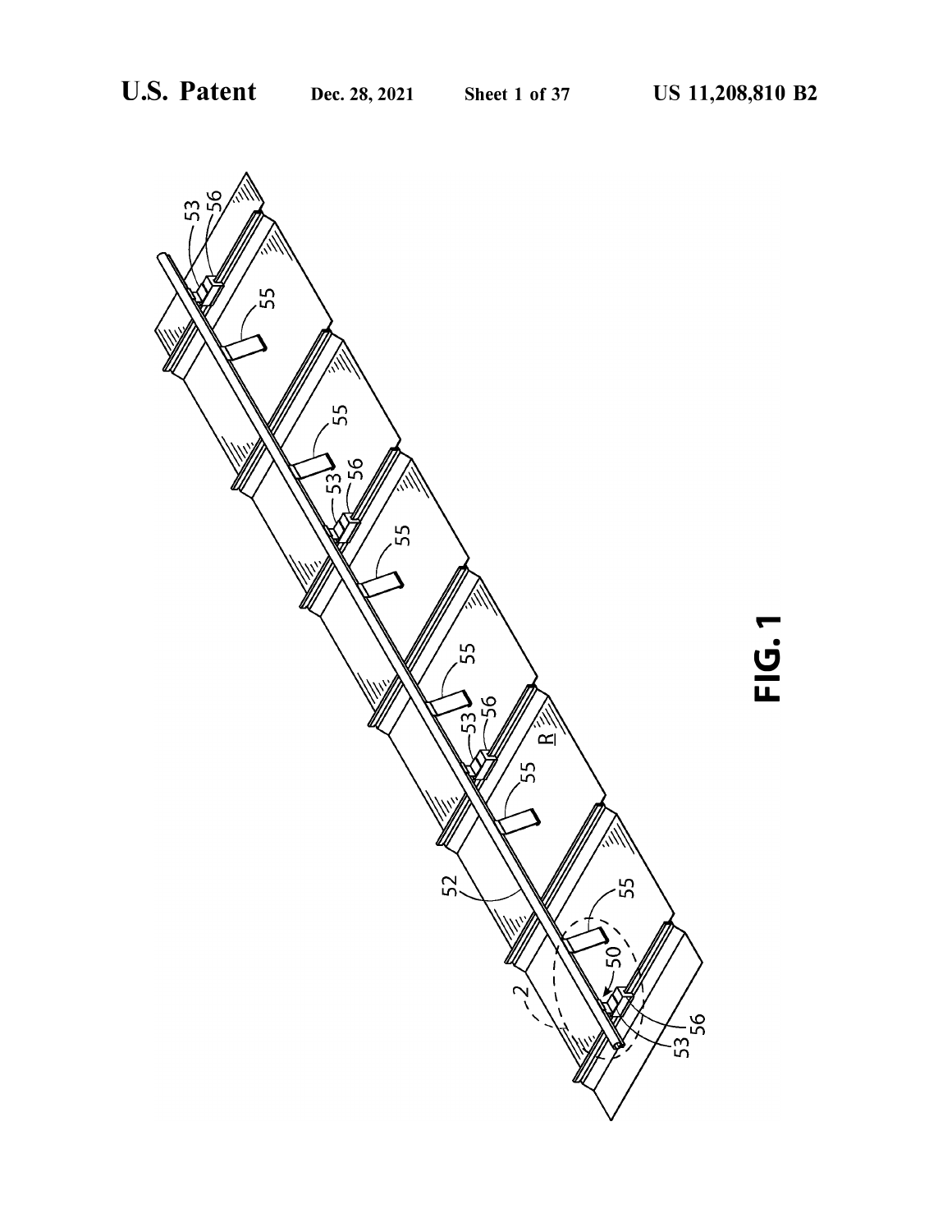FIG. 1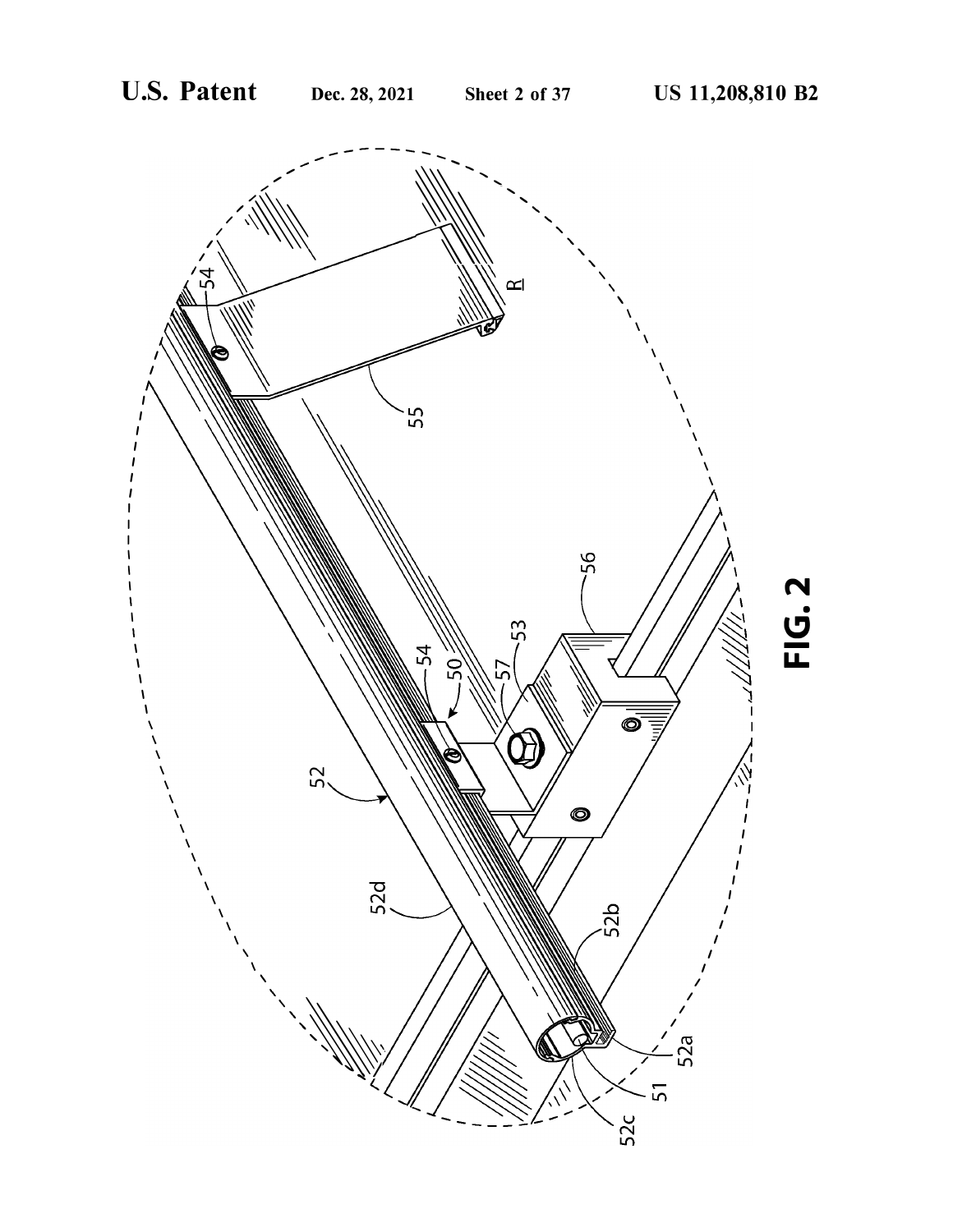FIG. 2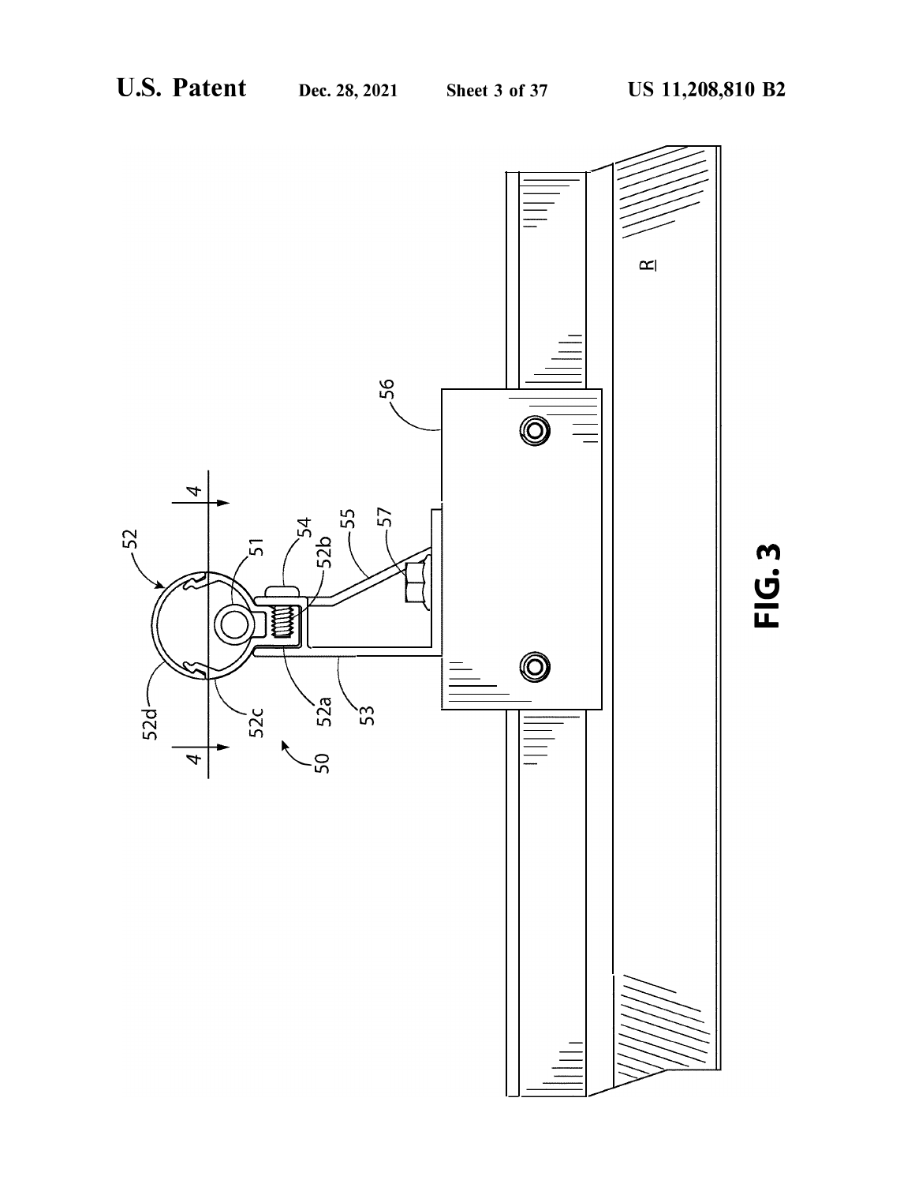FIG. 3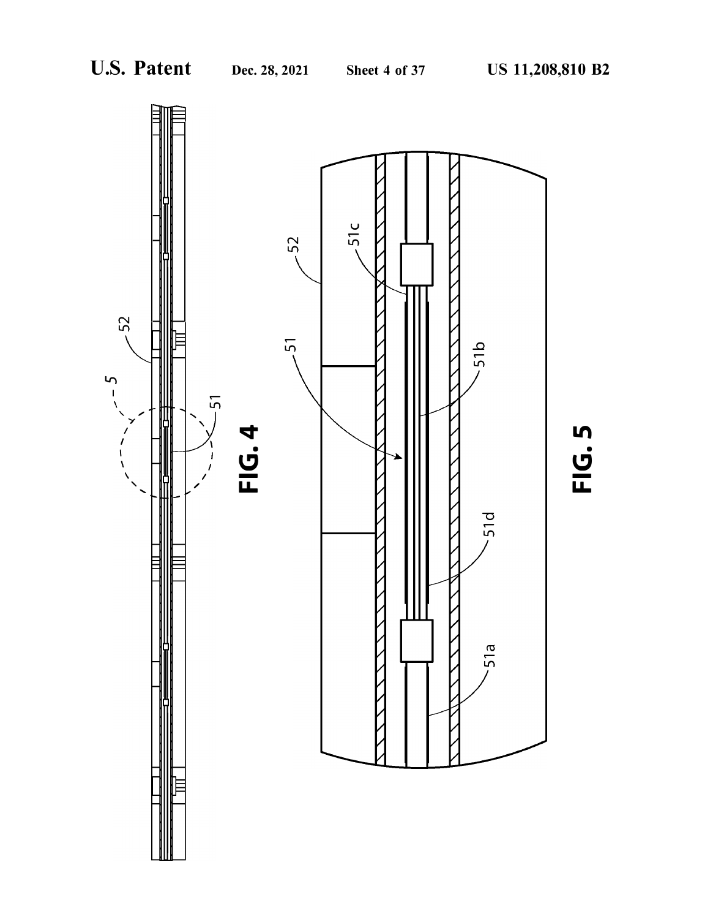FIG. 4

FIG. 5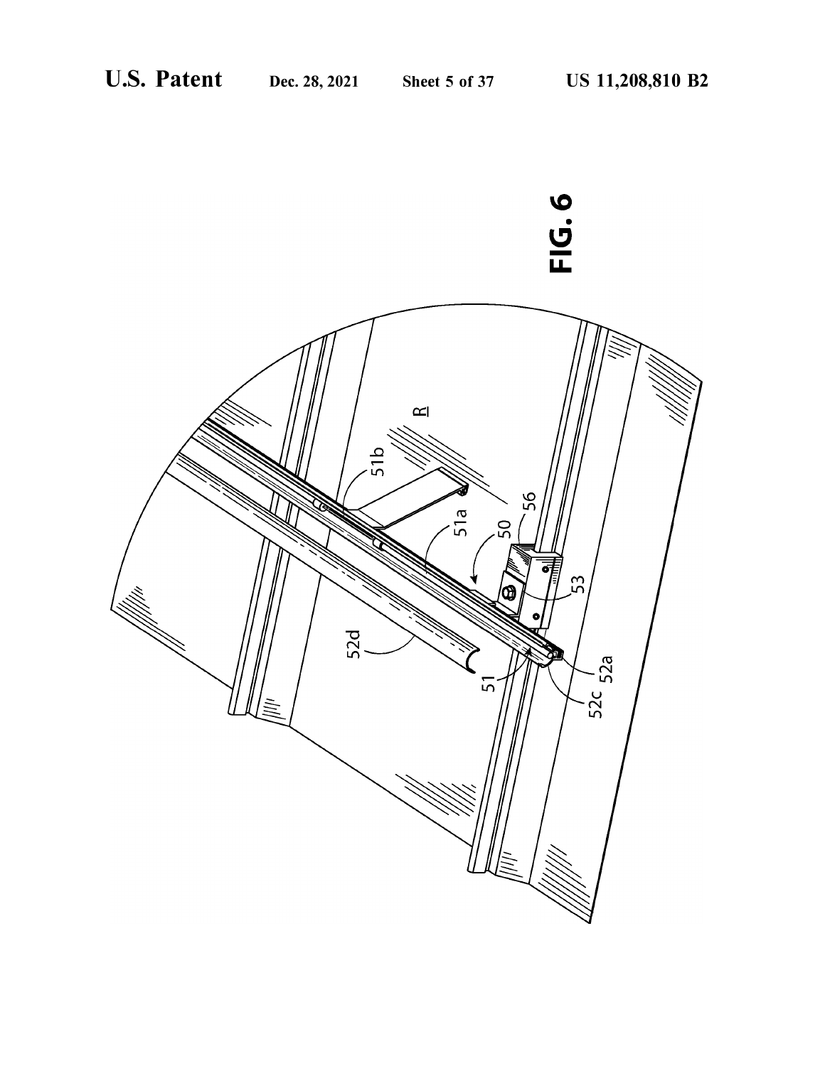FIG. 6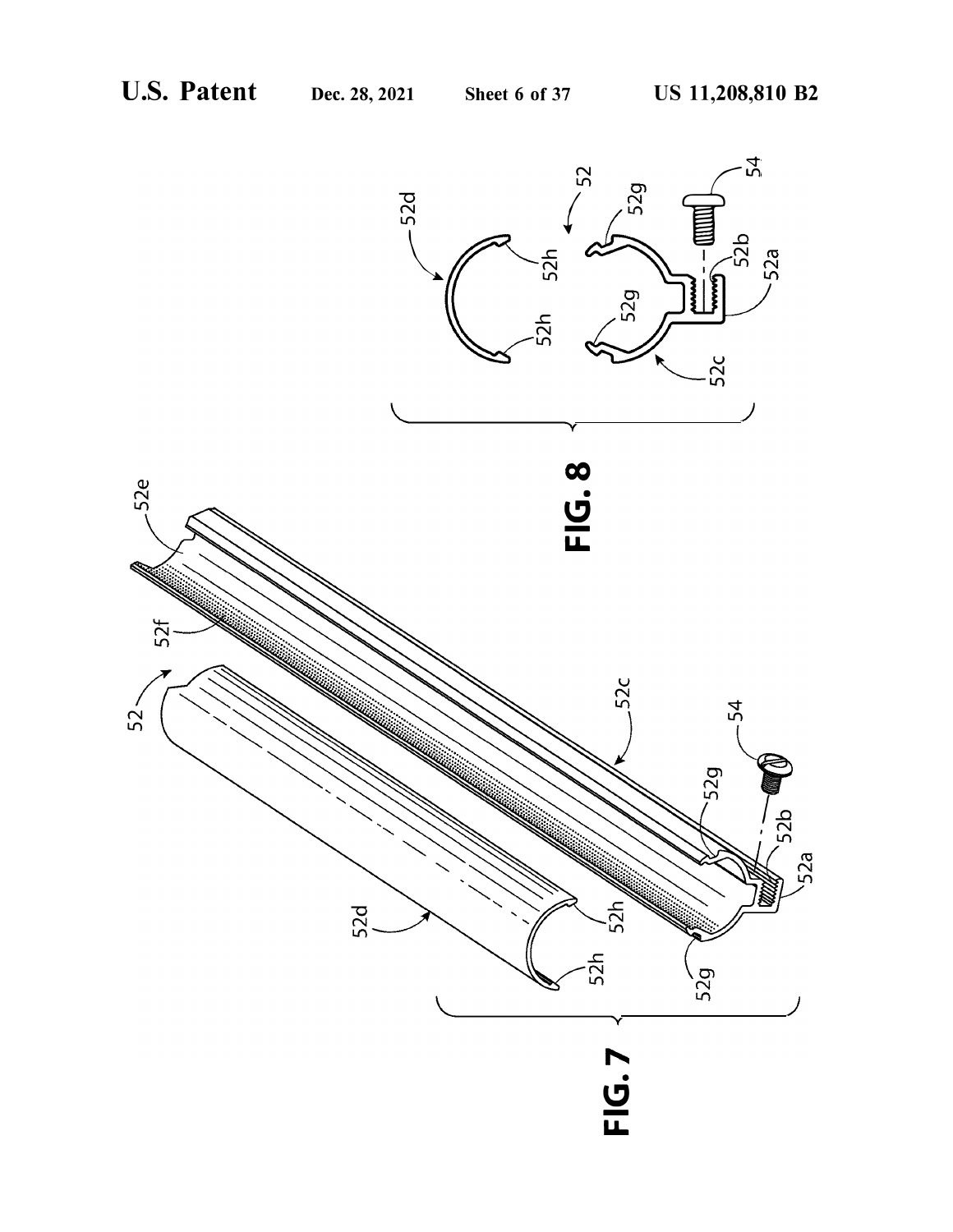FIG. 7

FIG. 8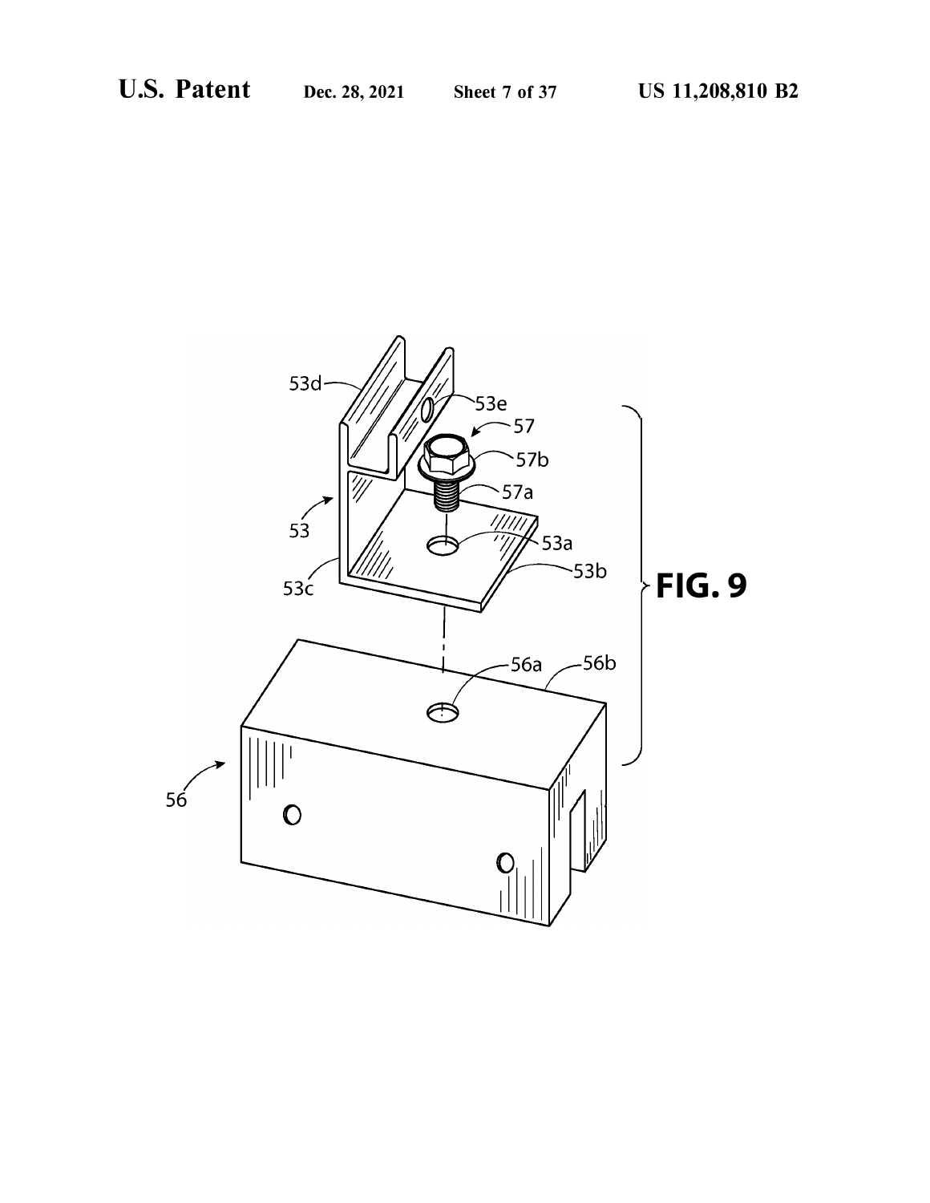FIG. 9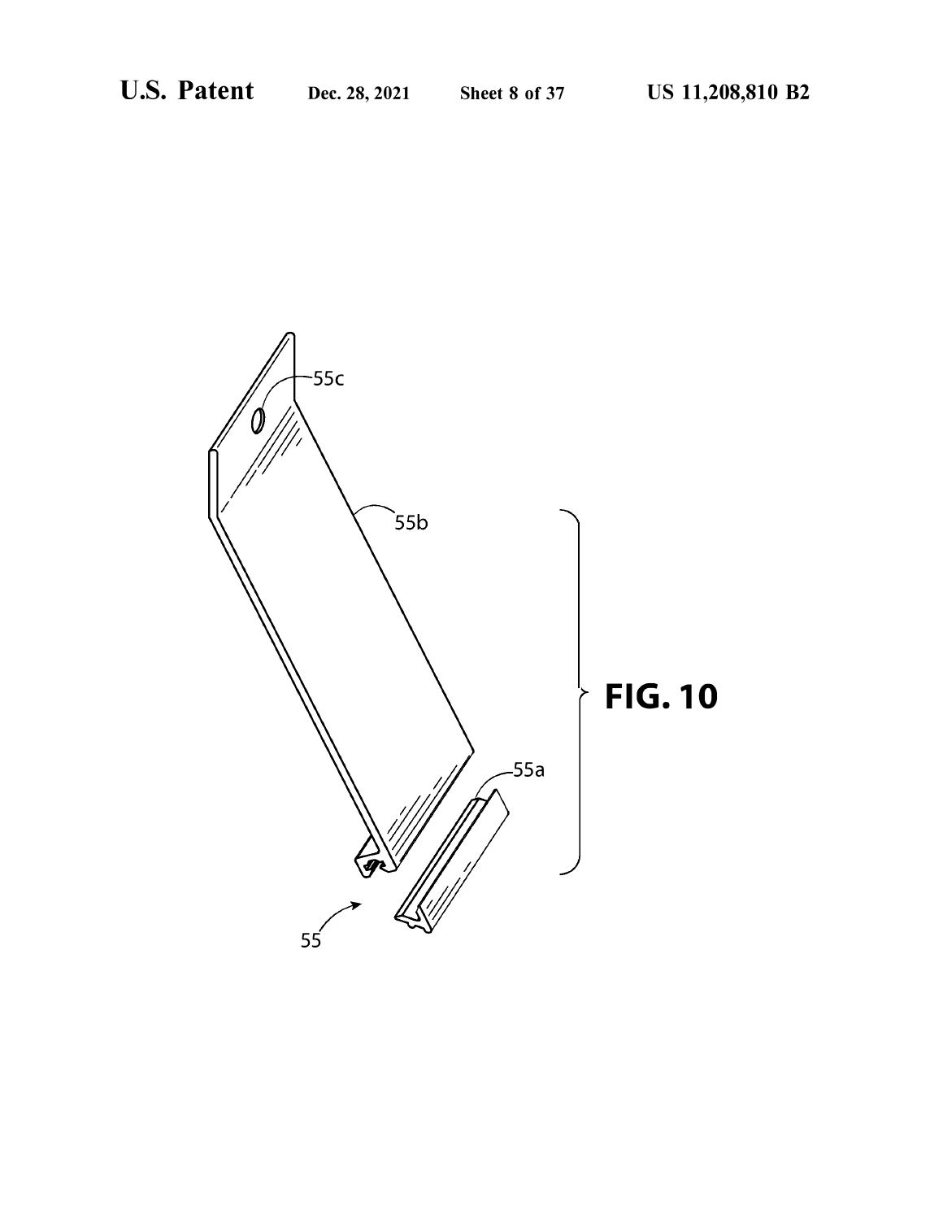FIG. 10

55c

55b

55a

55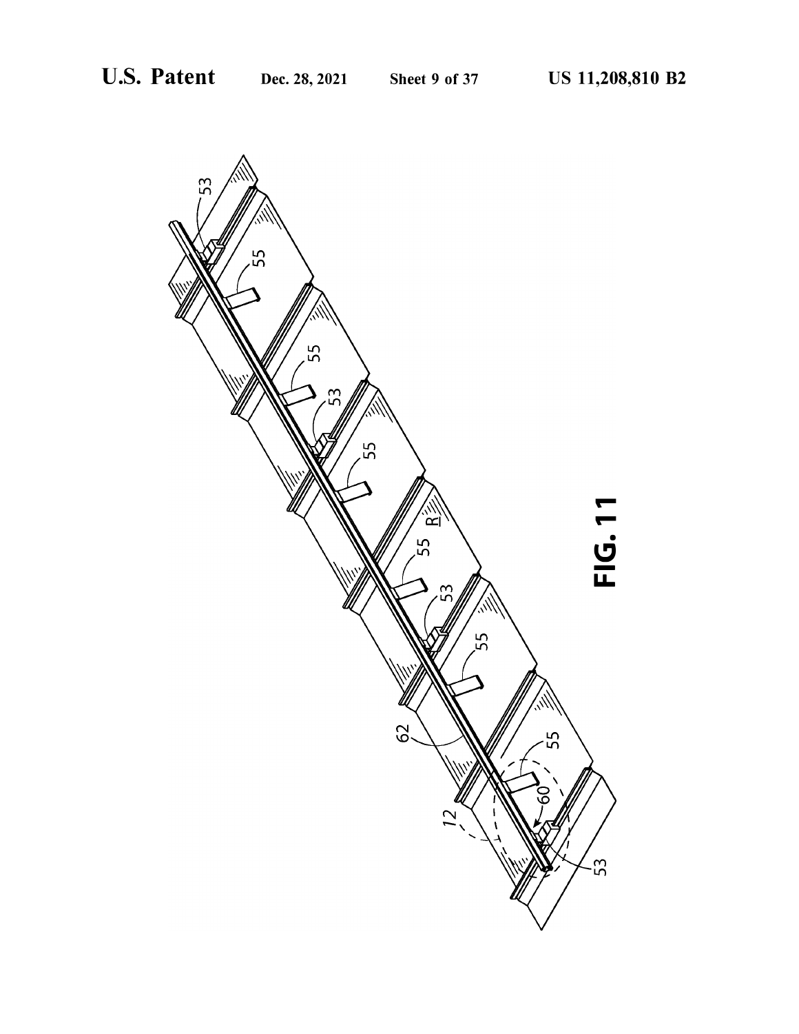FIG. 11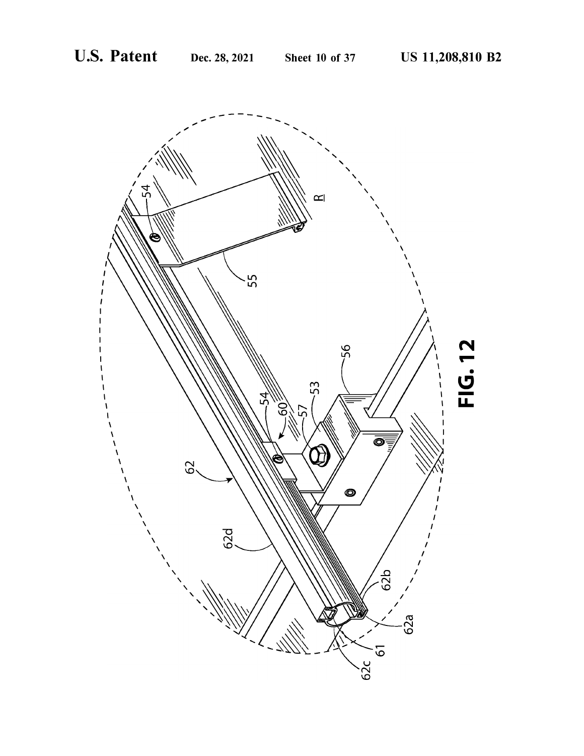FIG. 12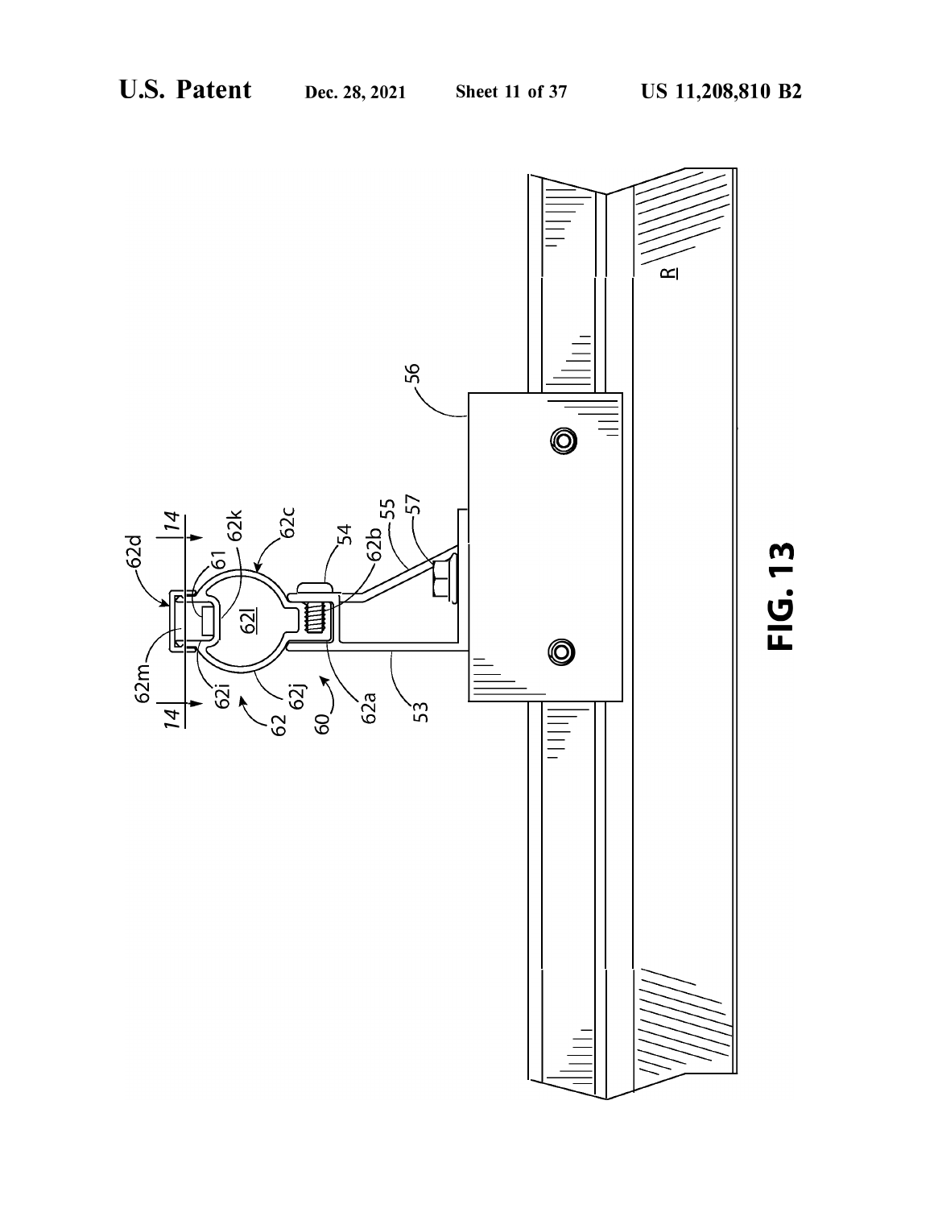FIG. 13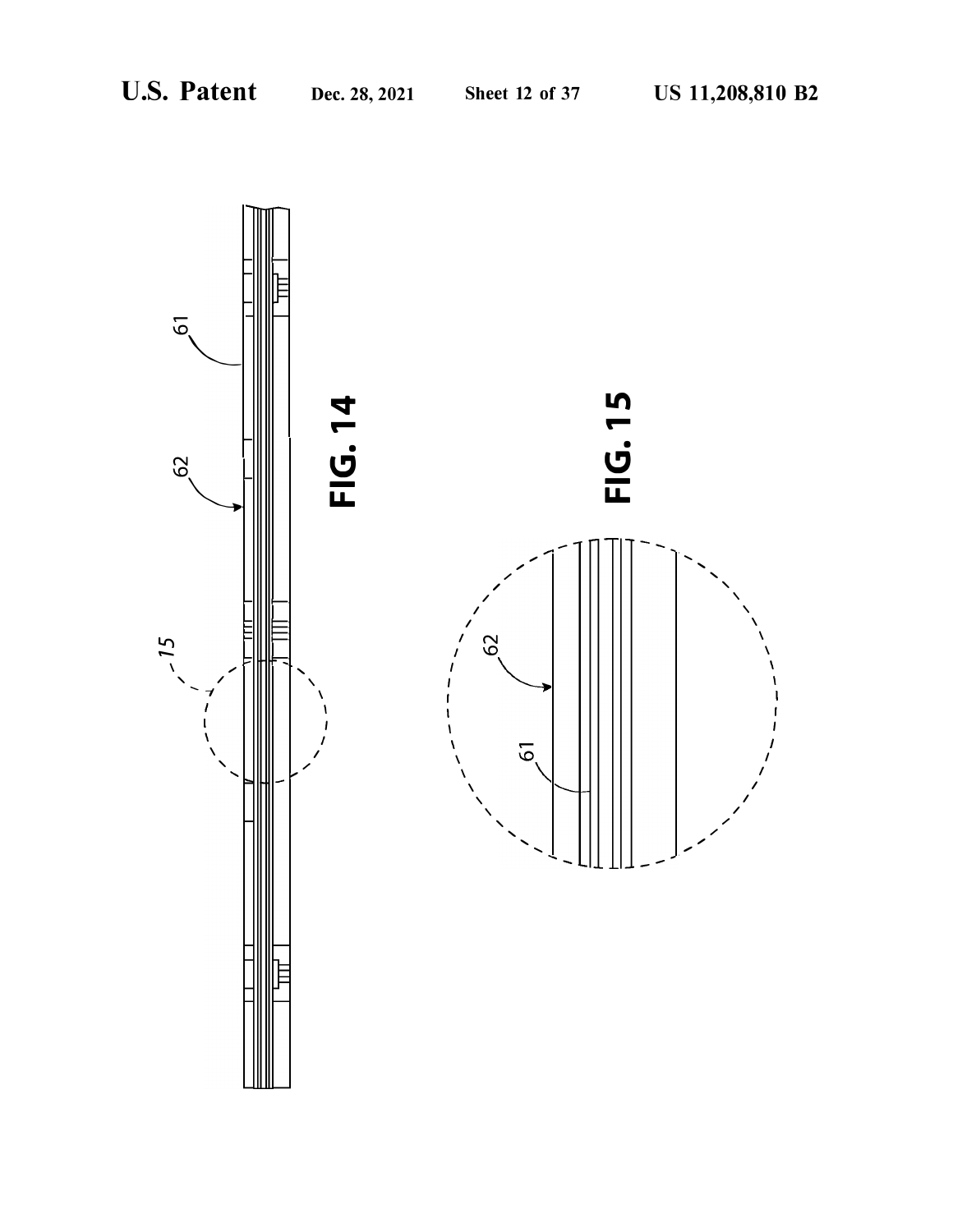FIG. 14

FIG. 15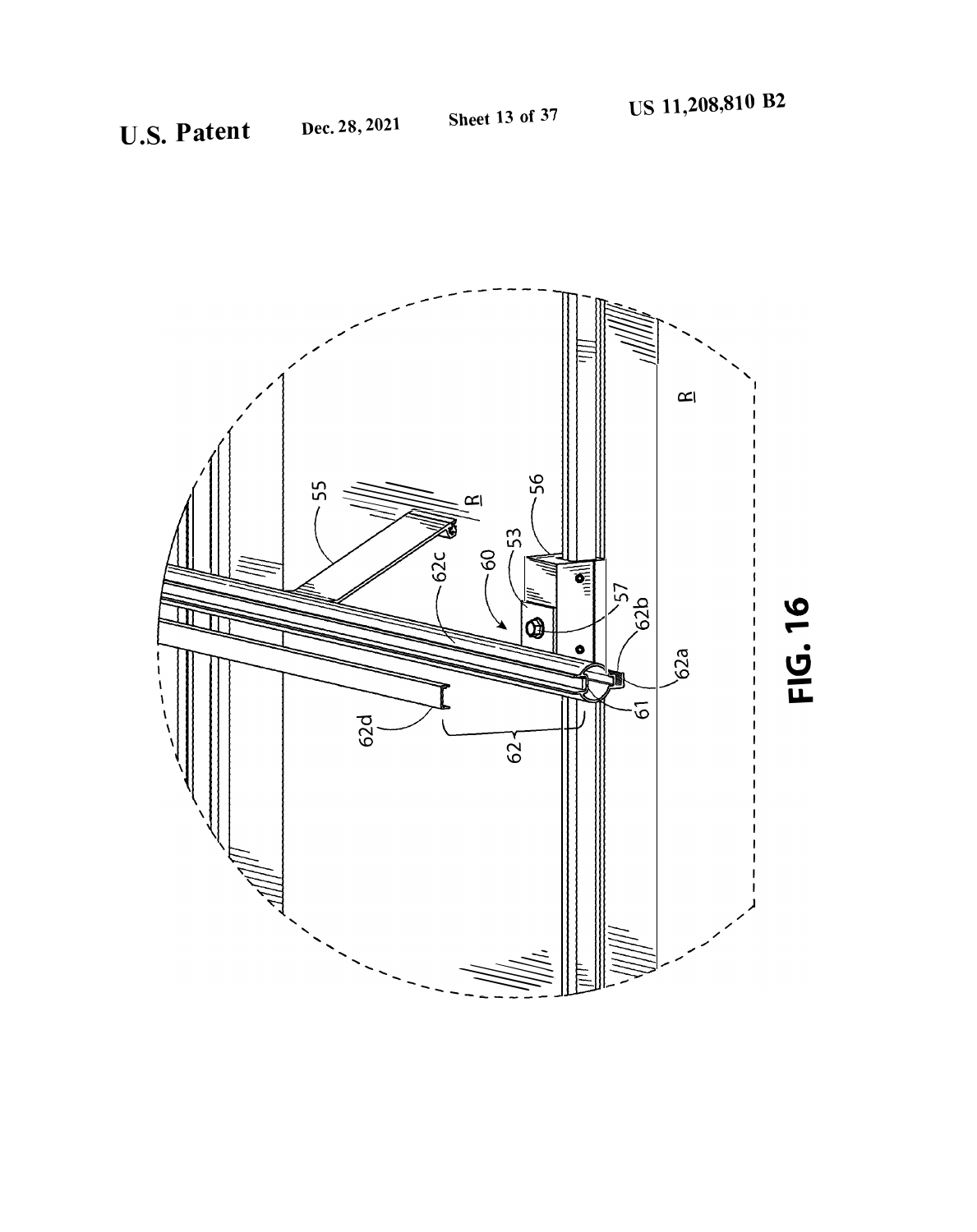FIG. 16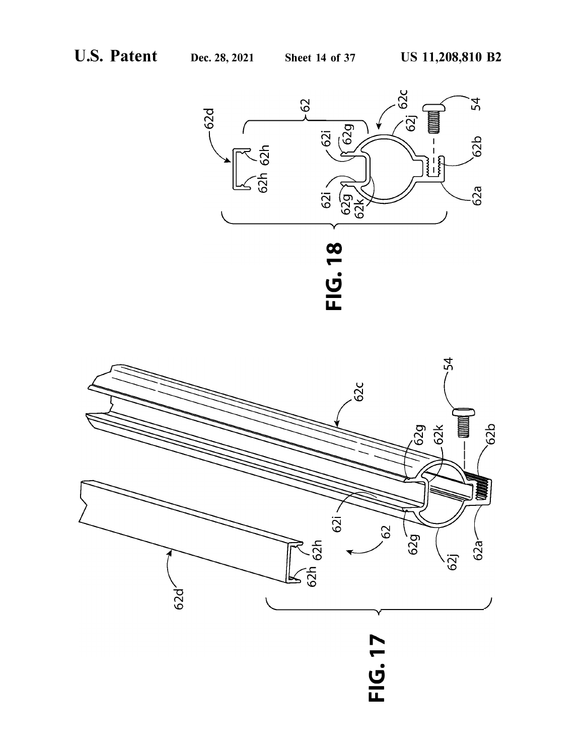FIG. 17

FIG. 18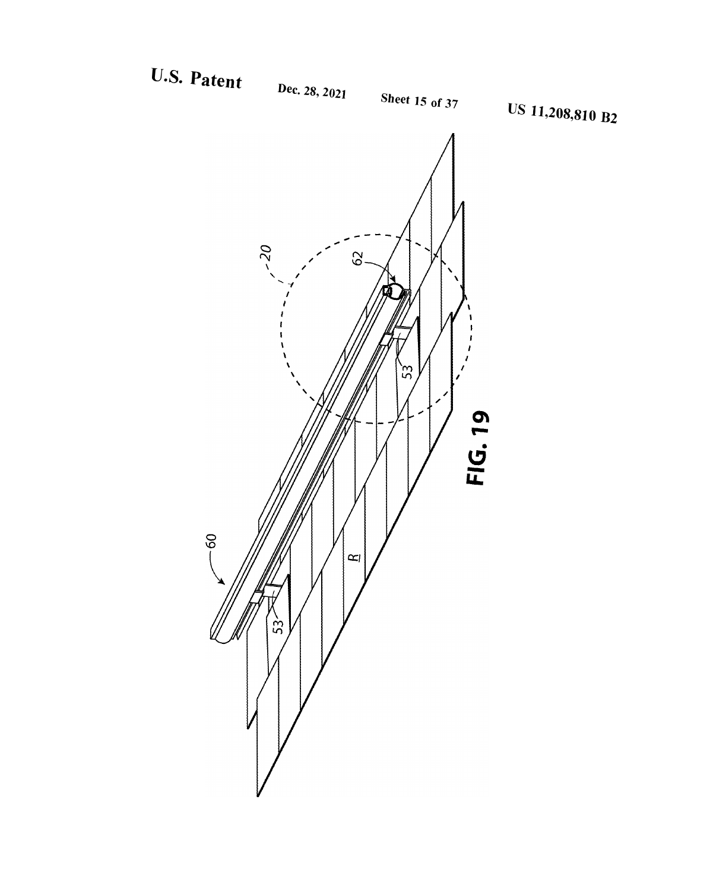FIG. 19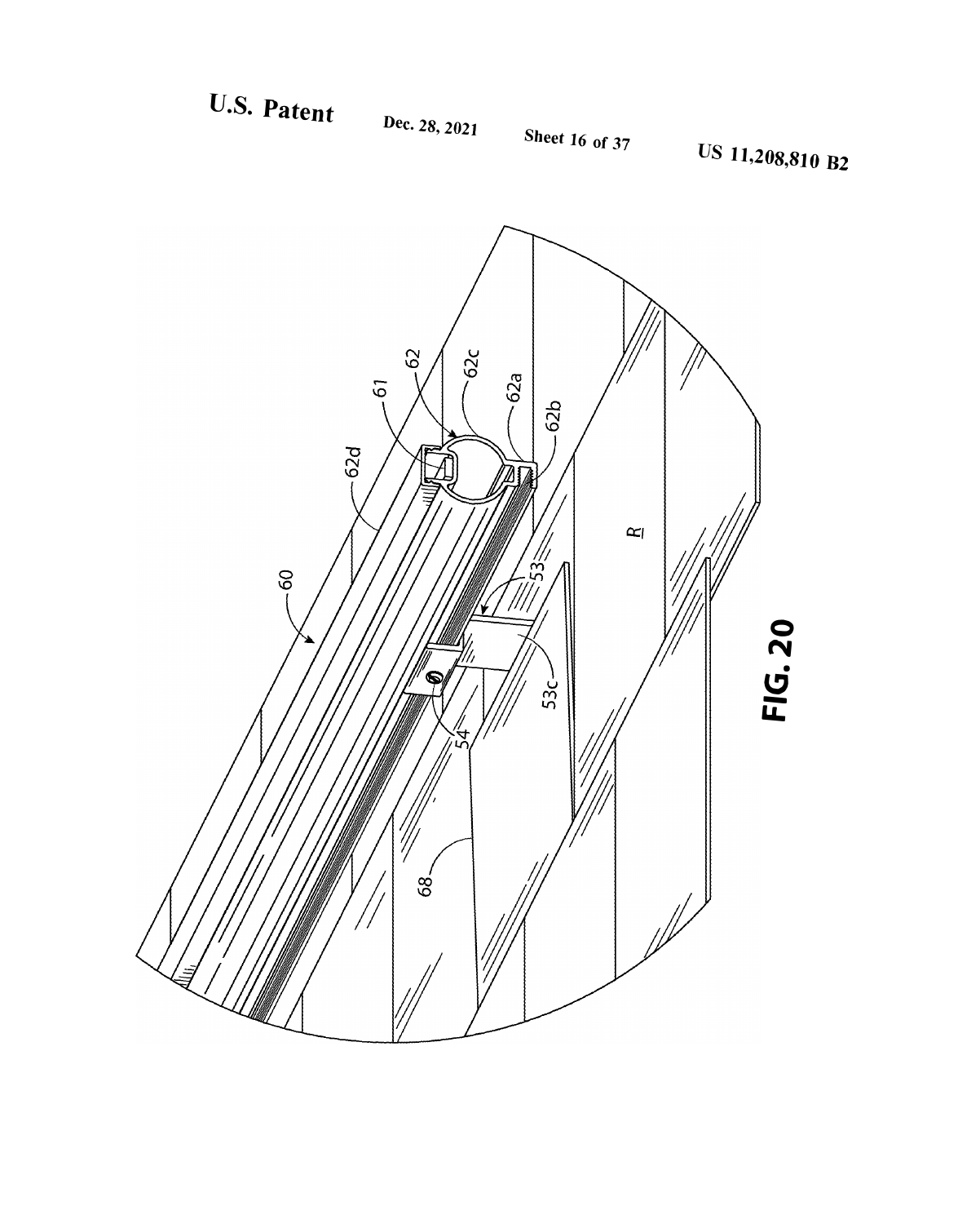FIG. 20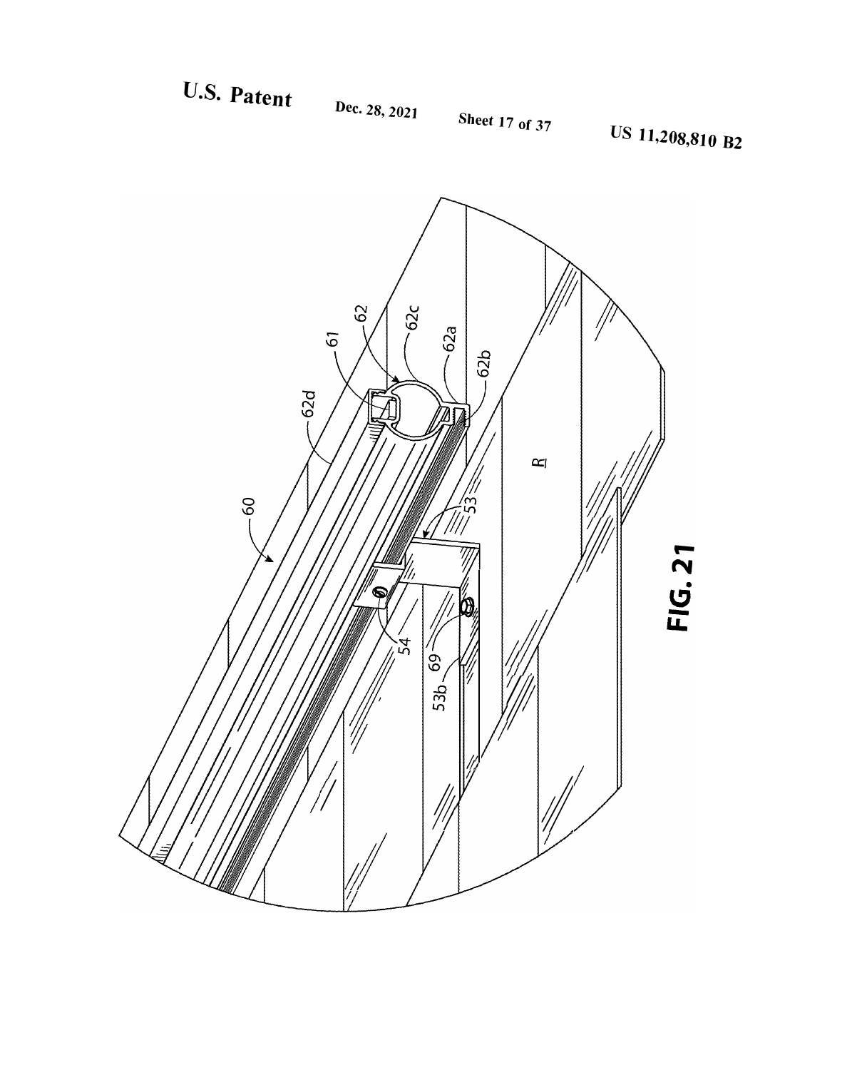FIG. 21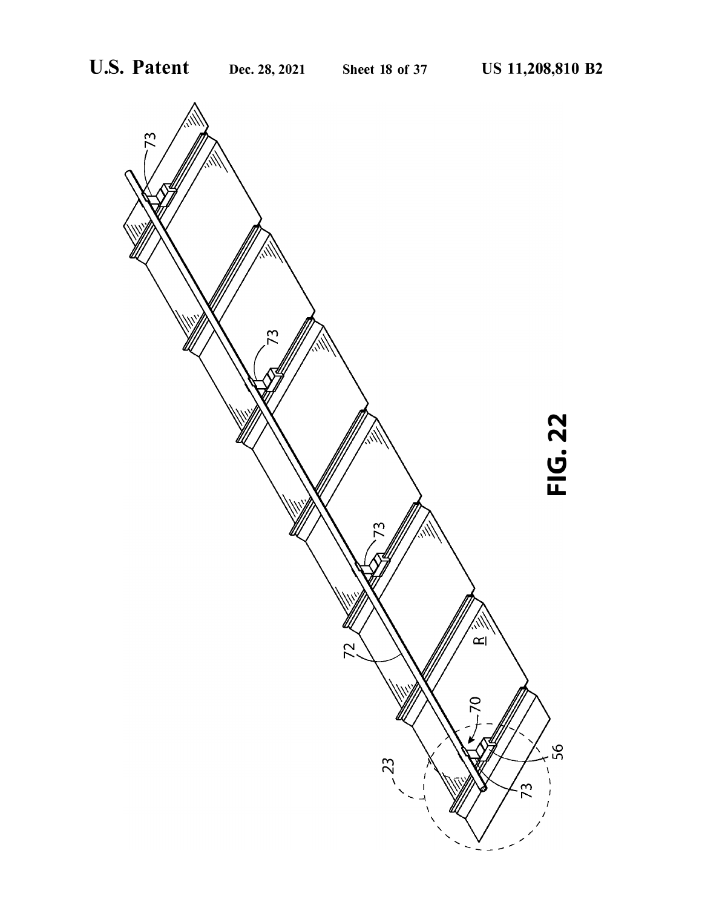FIG. 22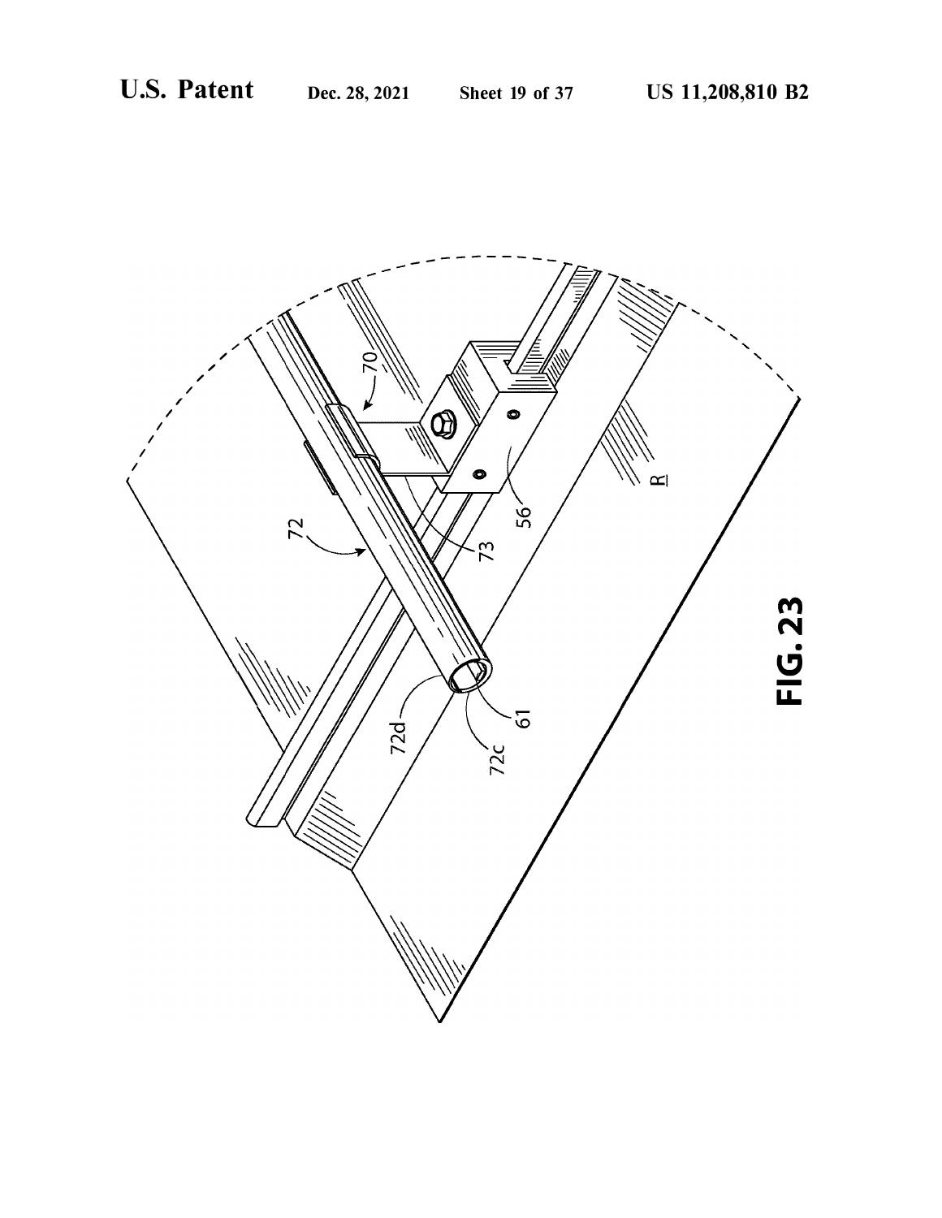FIG. 23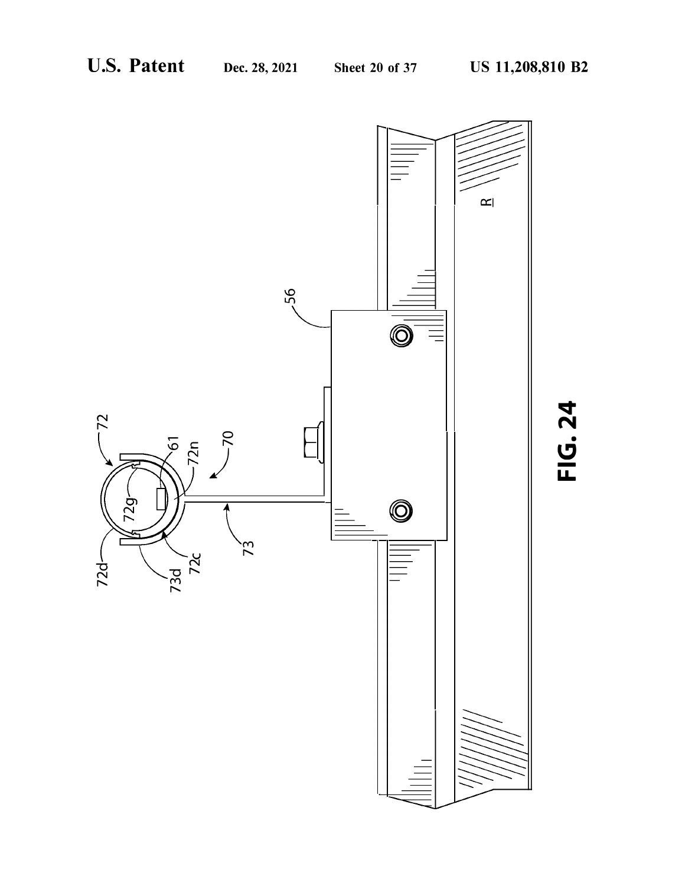FIG. 24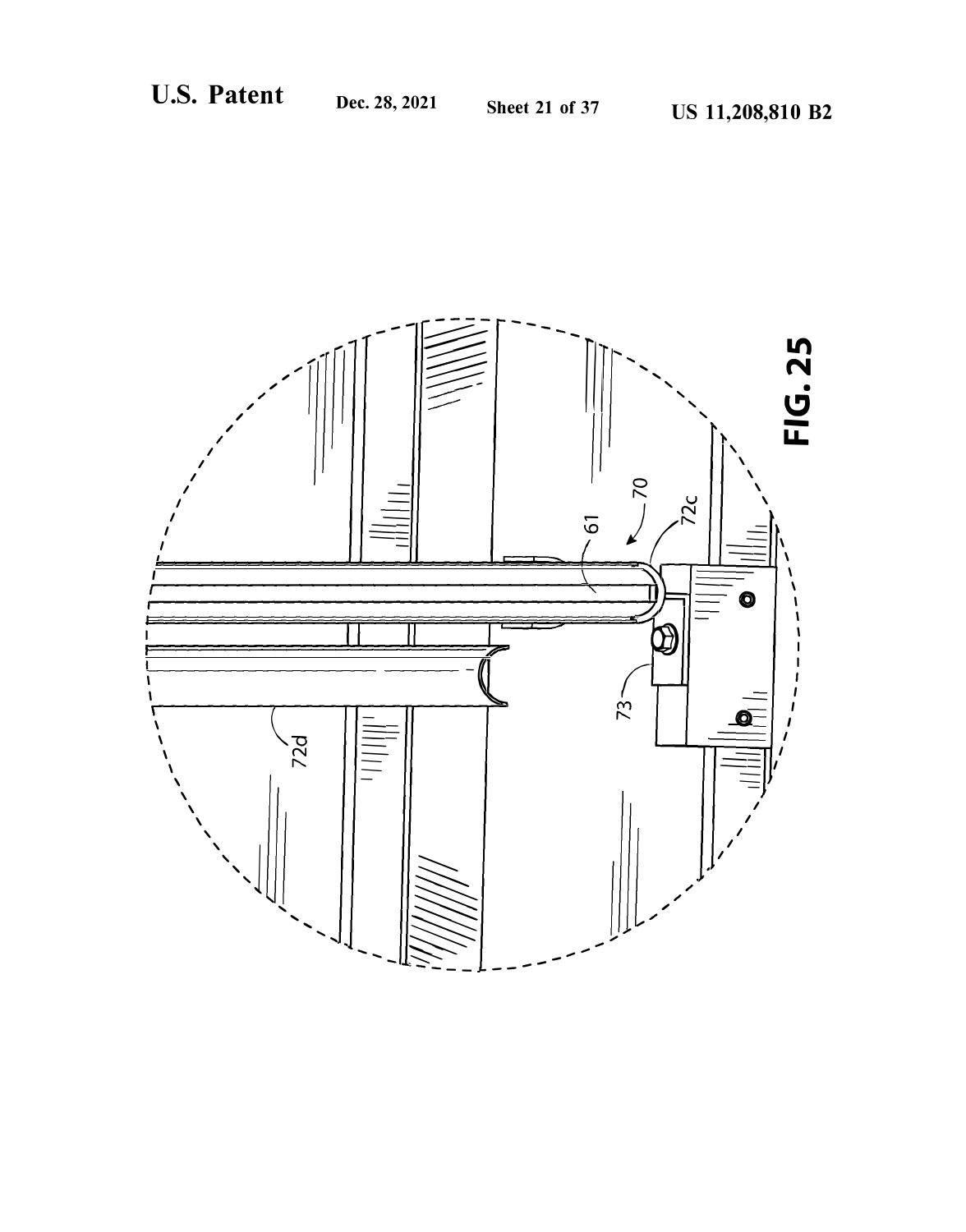FIG. 25

70

61

72c

73

72d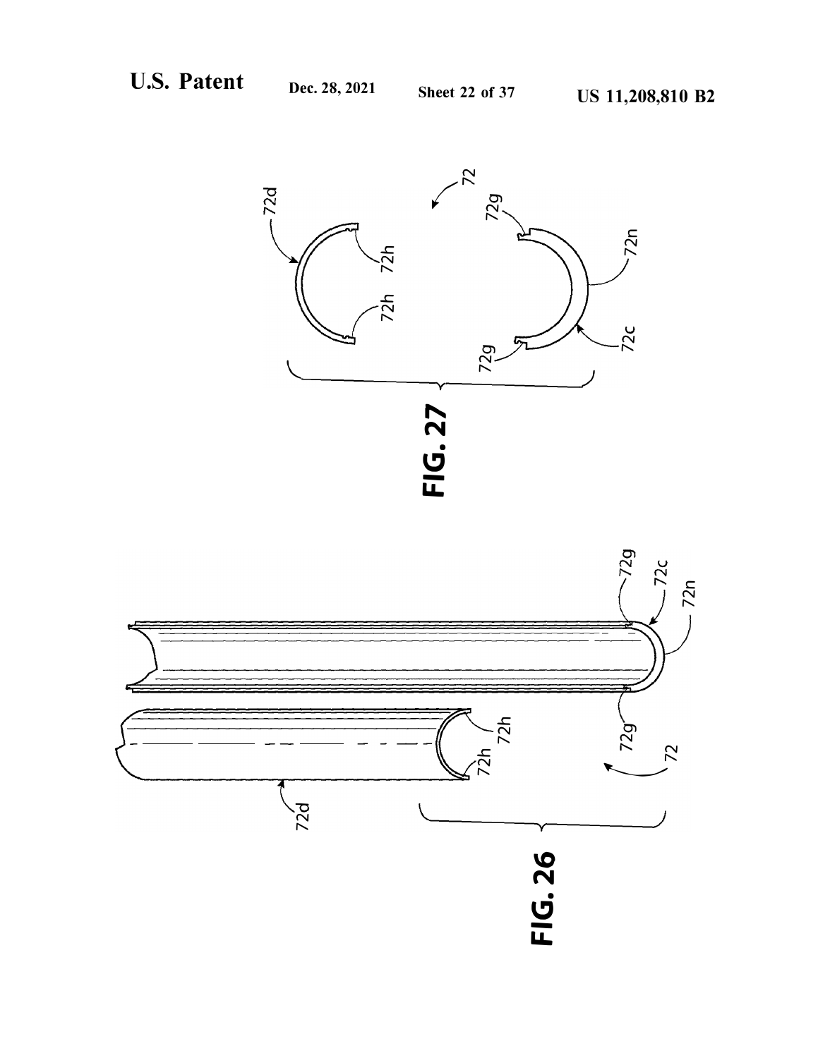FIG. 27

FIG. 26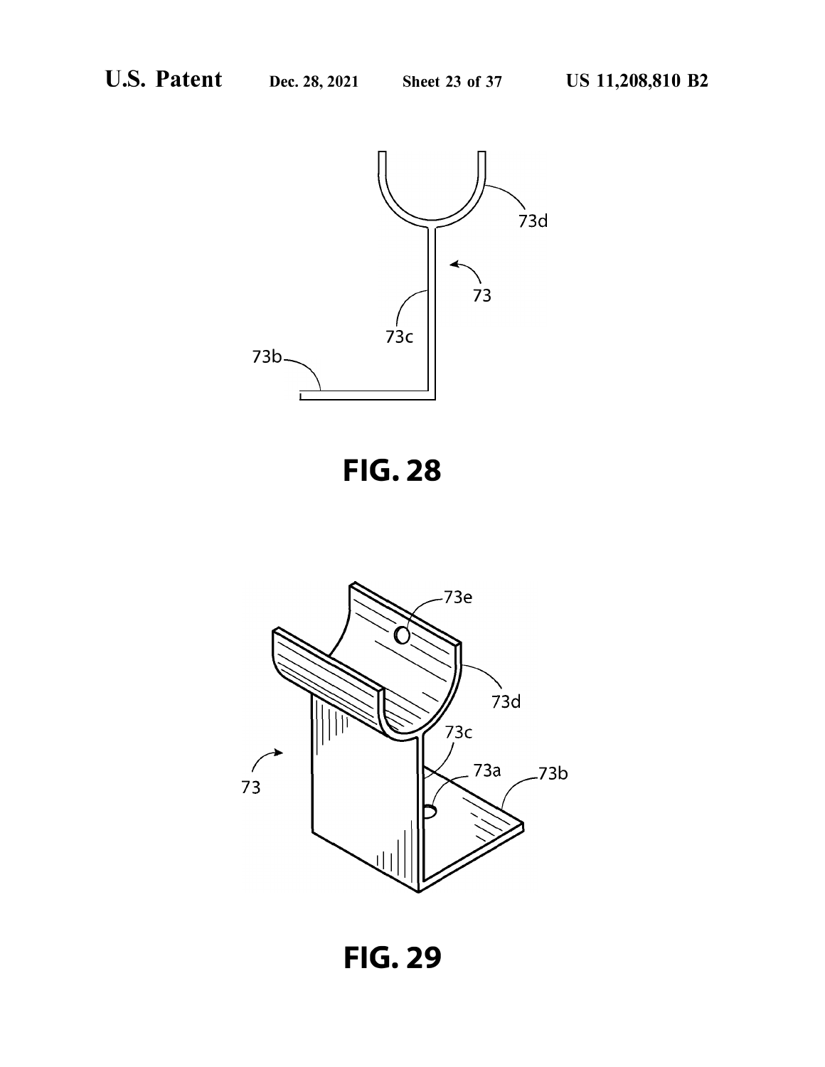FIG. 28

FIG. 29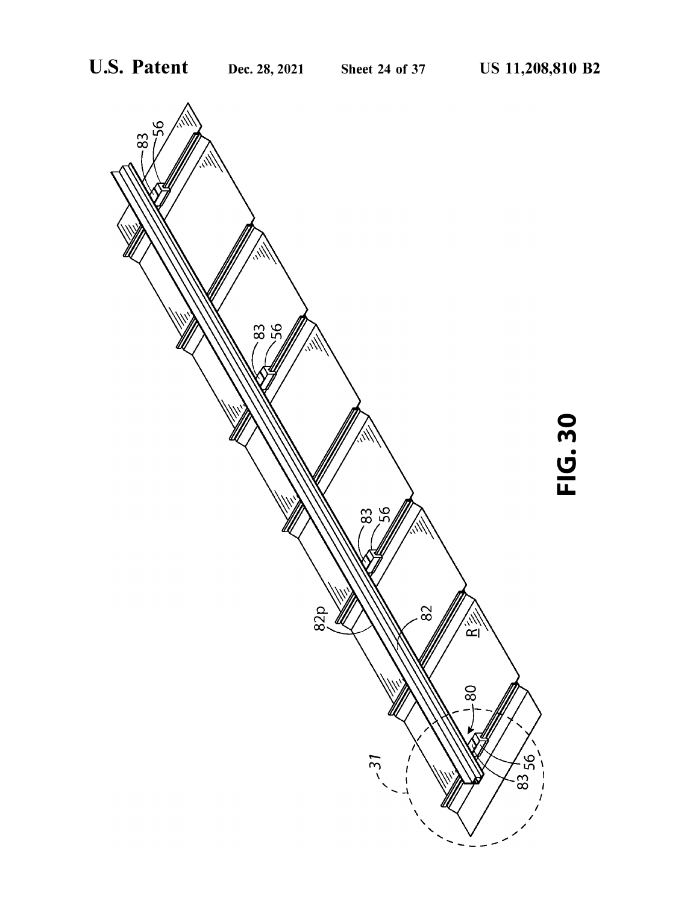FIG. 30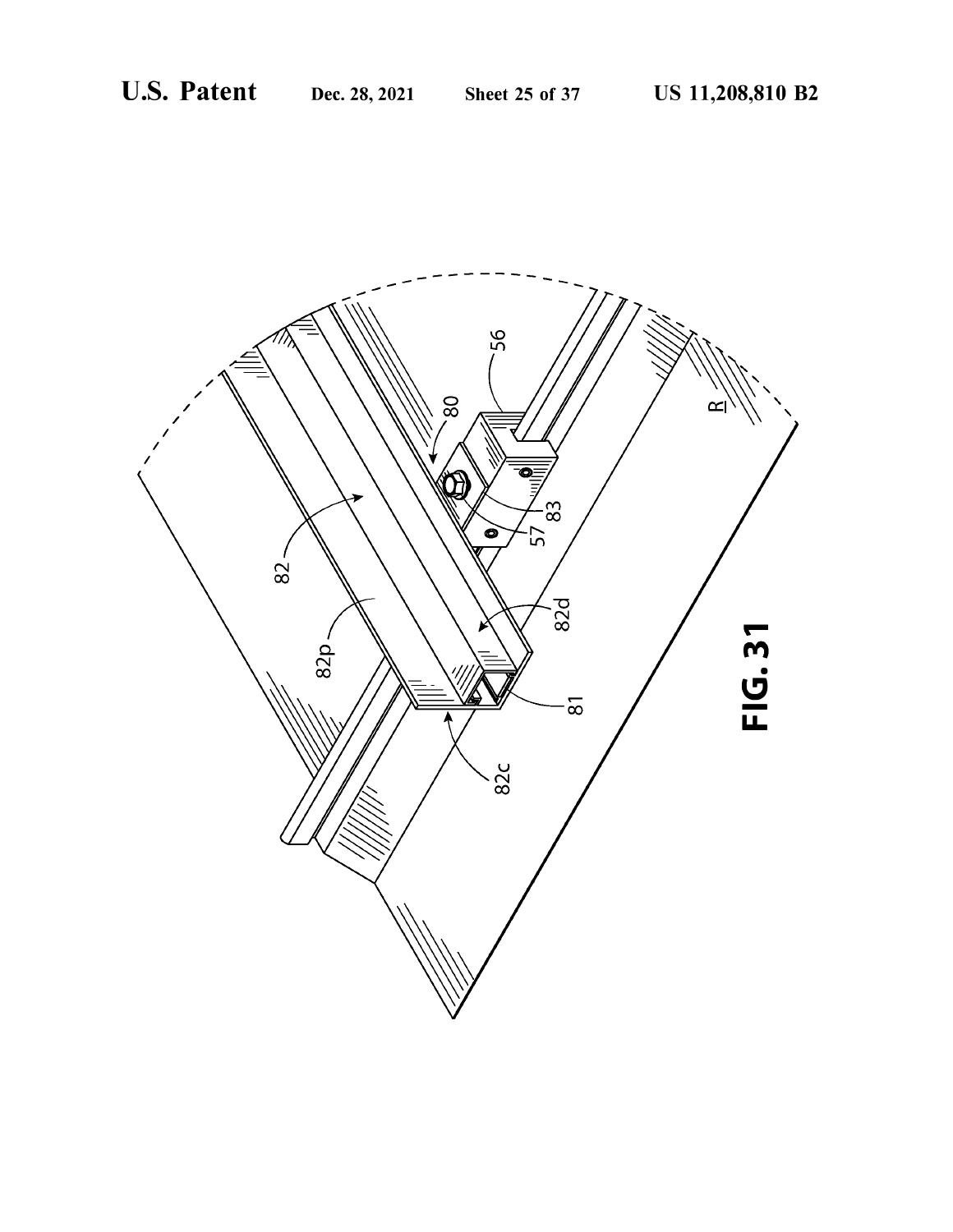FIG. 31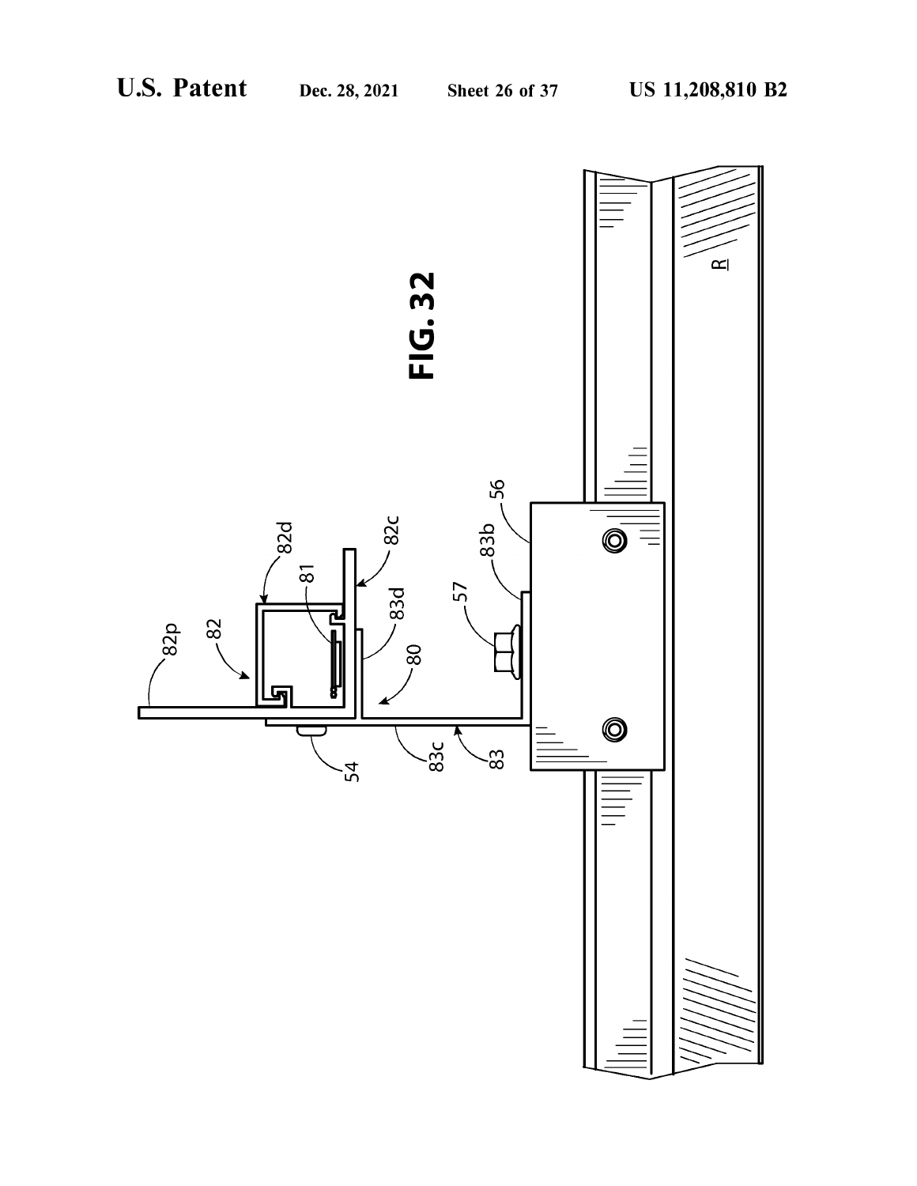FIG. 32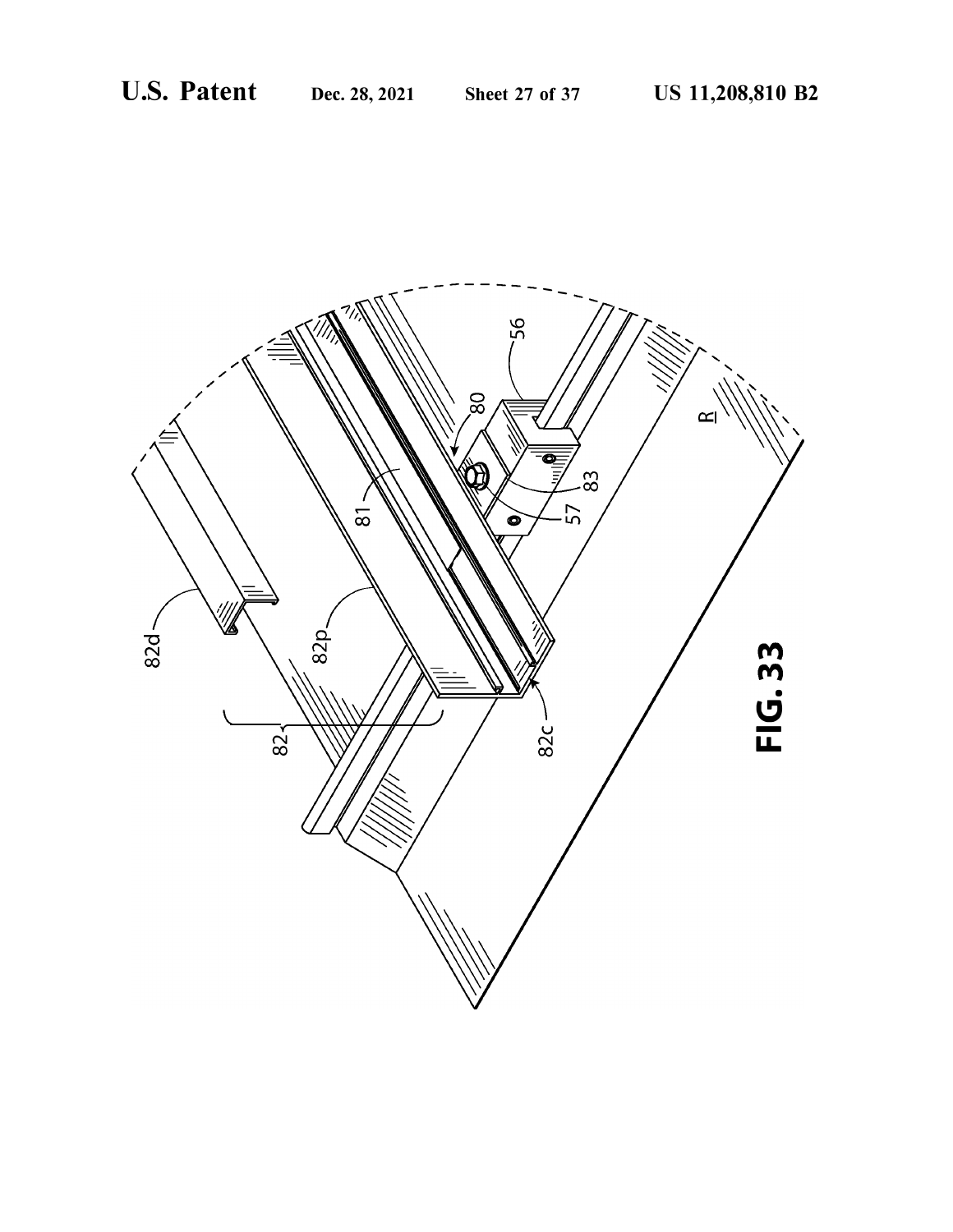FIG. 33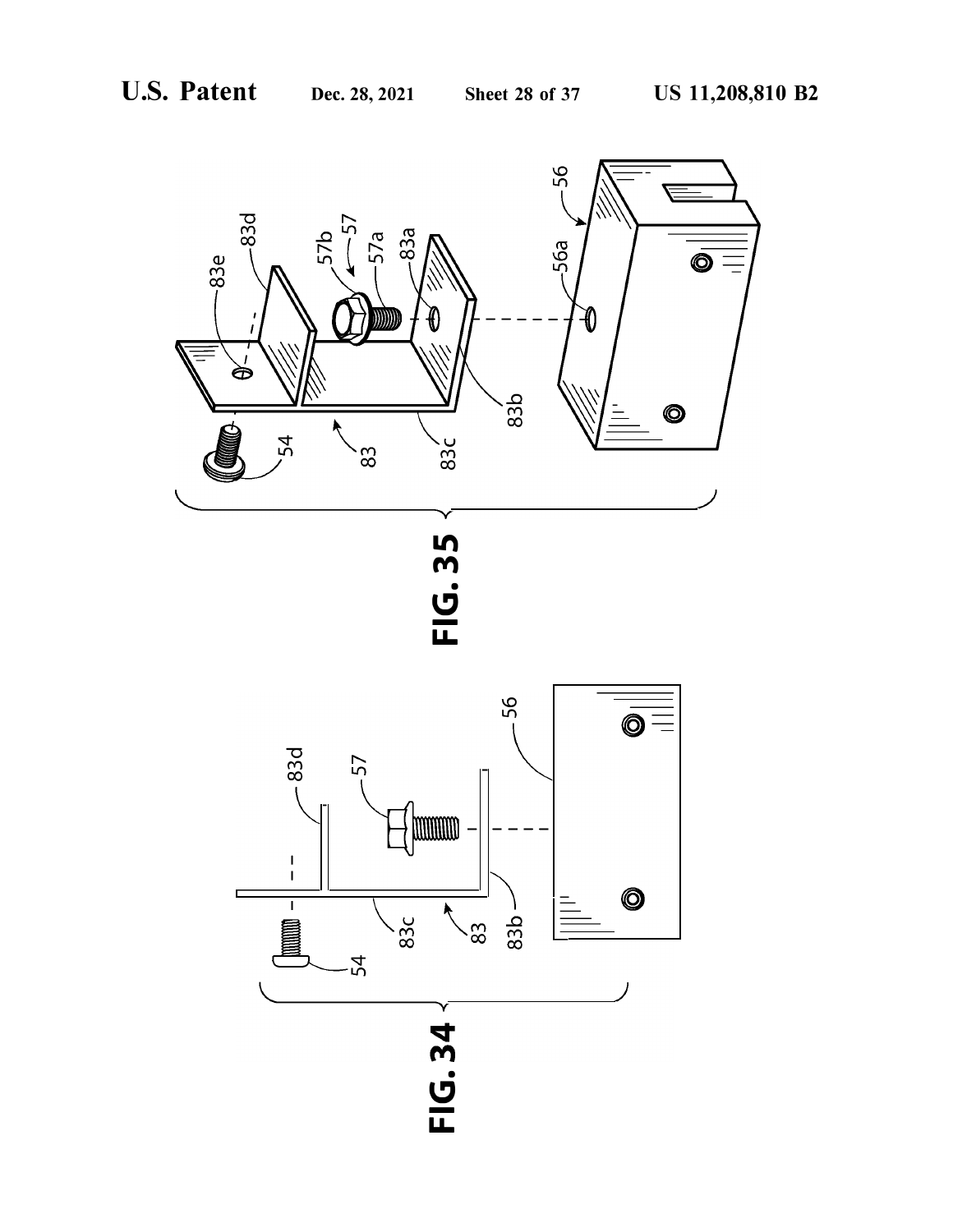FIG. 35

FIG. 34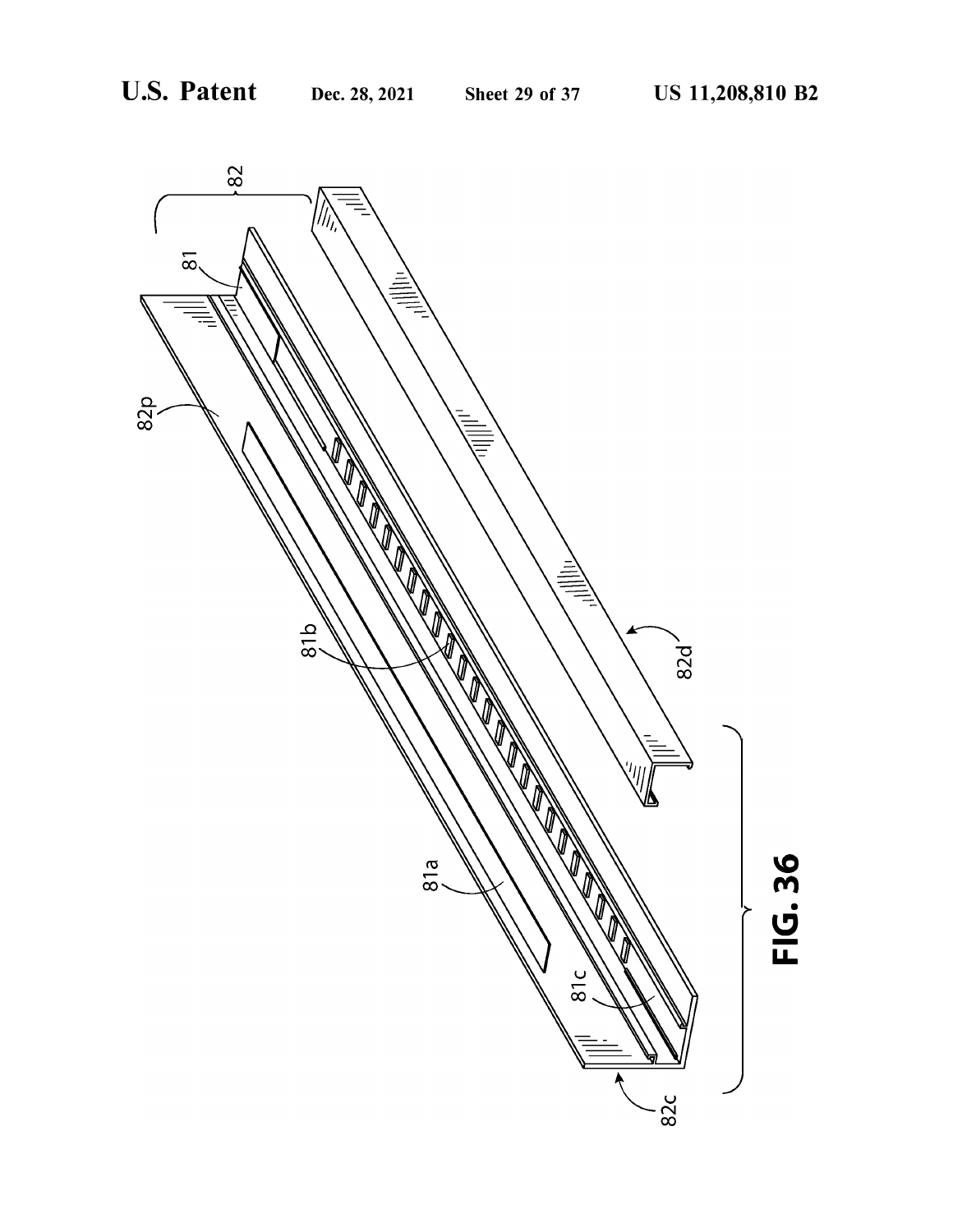FIG. 36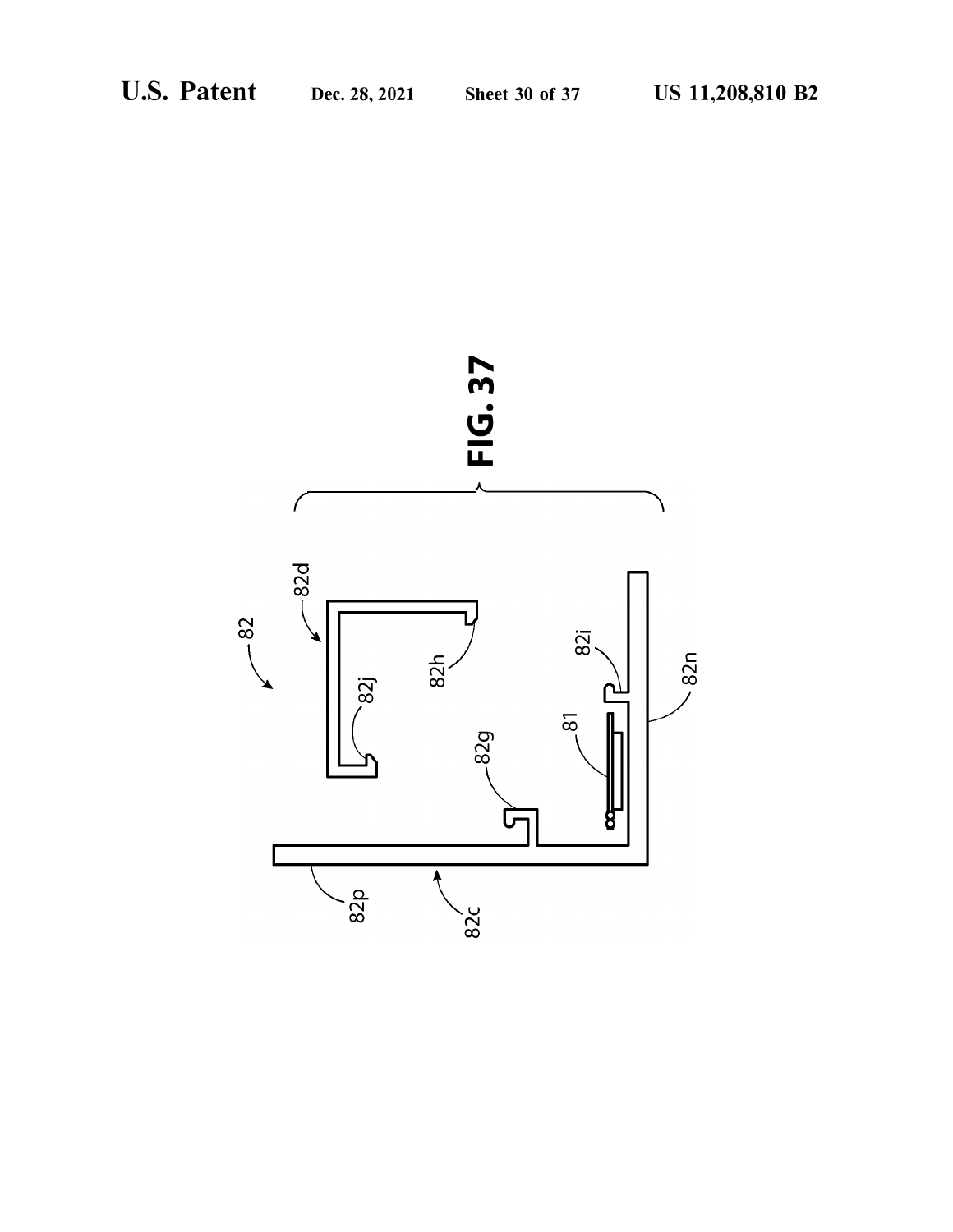FIG. 37

82

82d

82h

82j

82g

81

82i

82n

82p

82c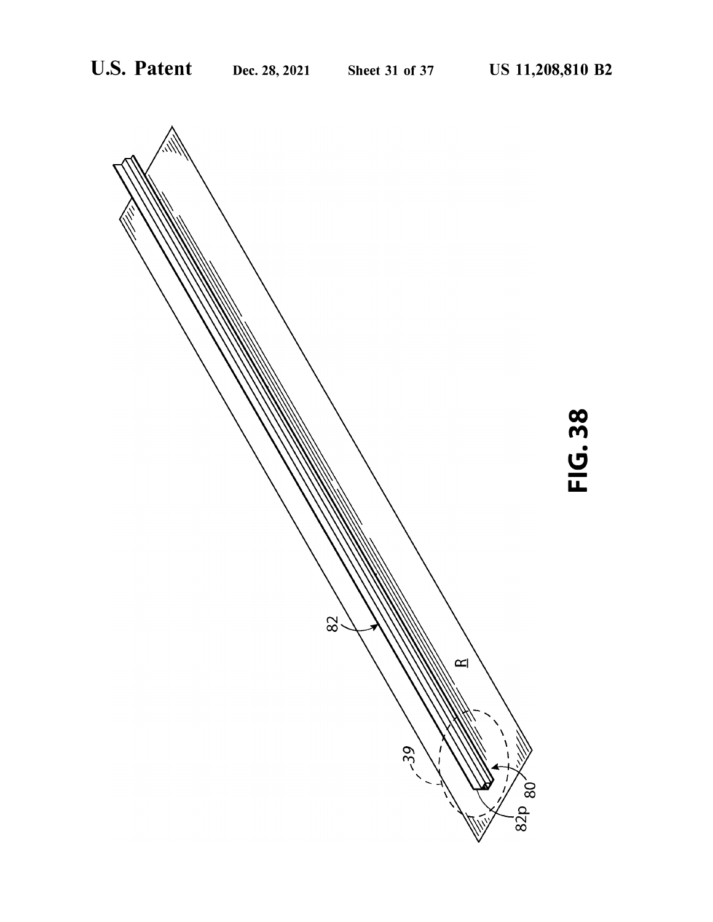FIG. 38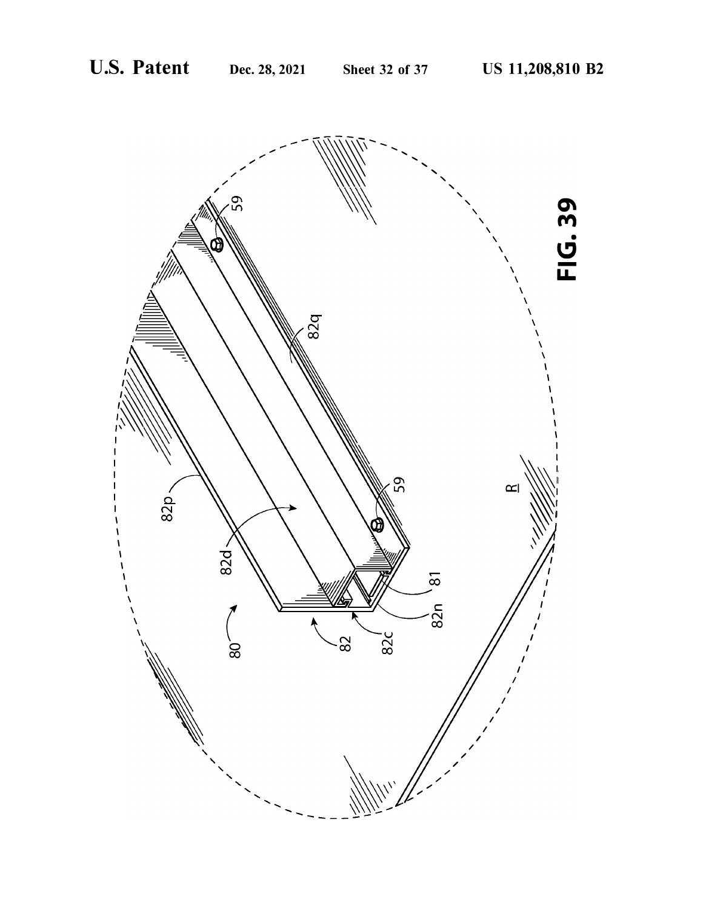FIG. 39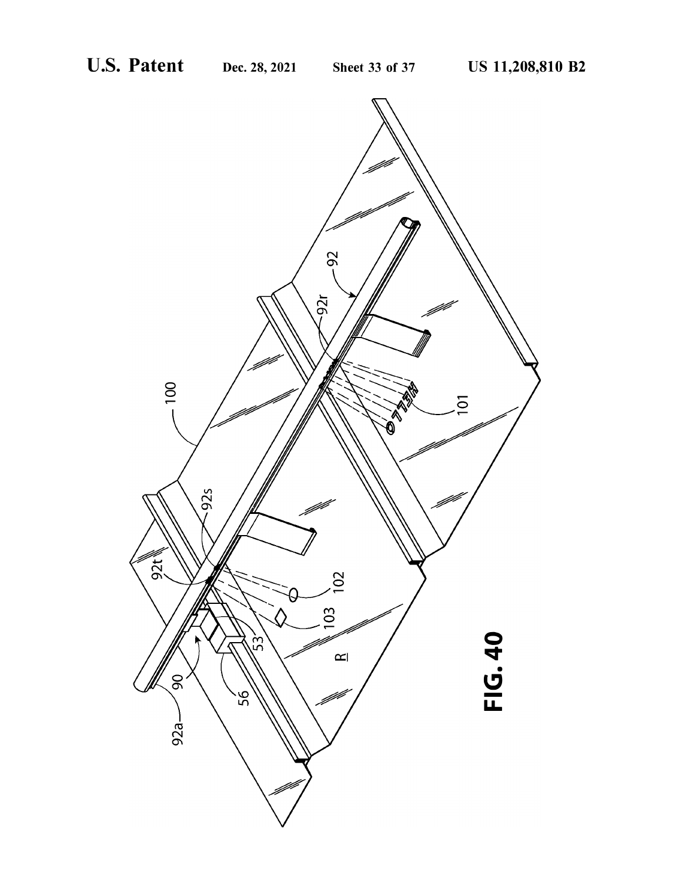FIG. 40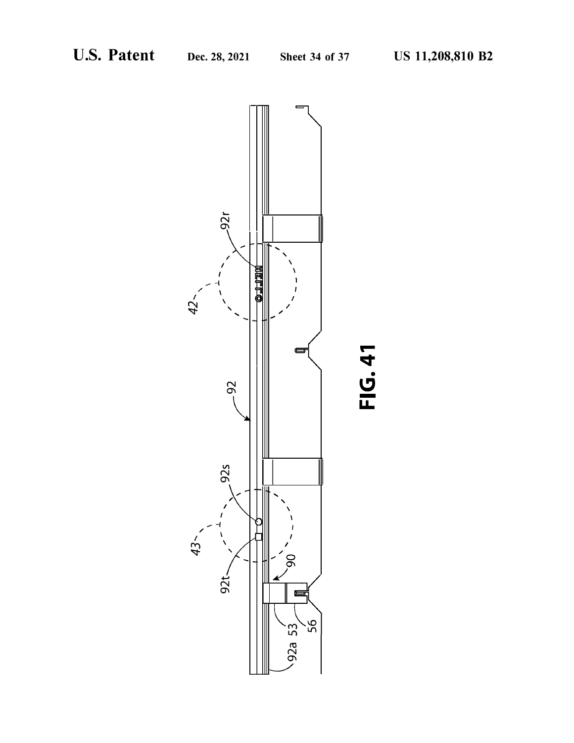FIG. 41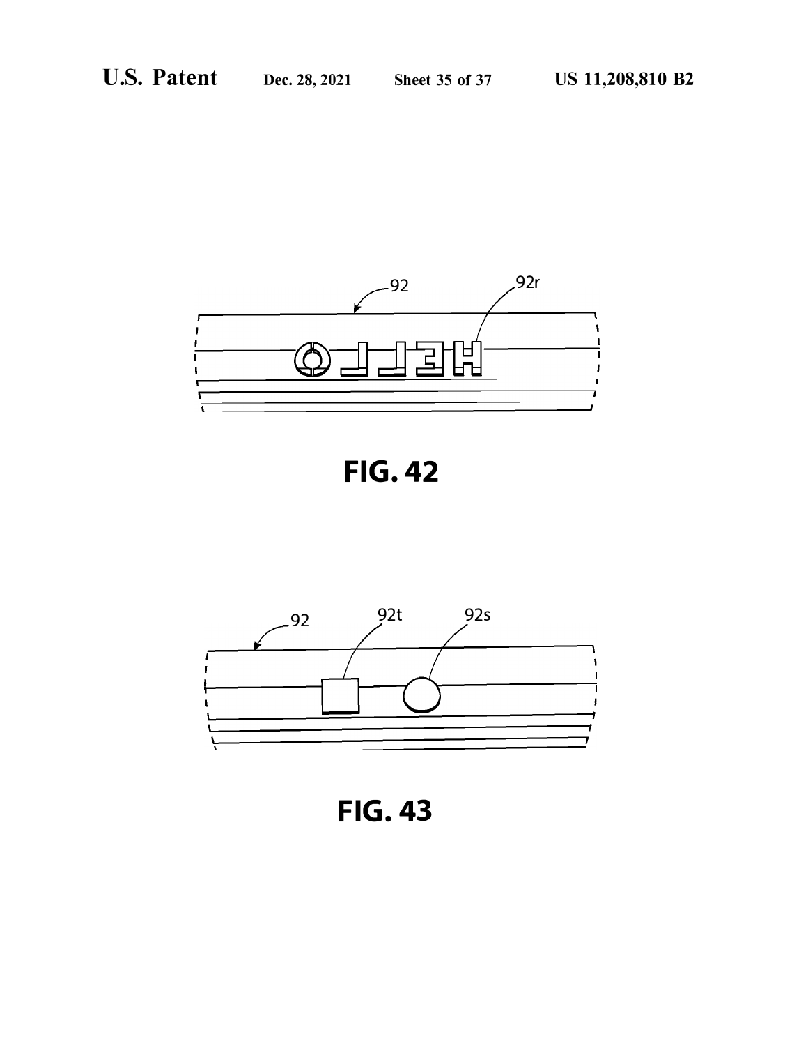FIG. 42

FIG. 43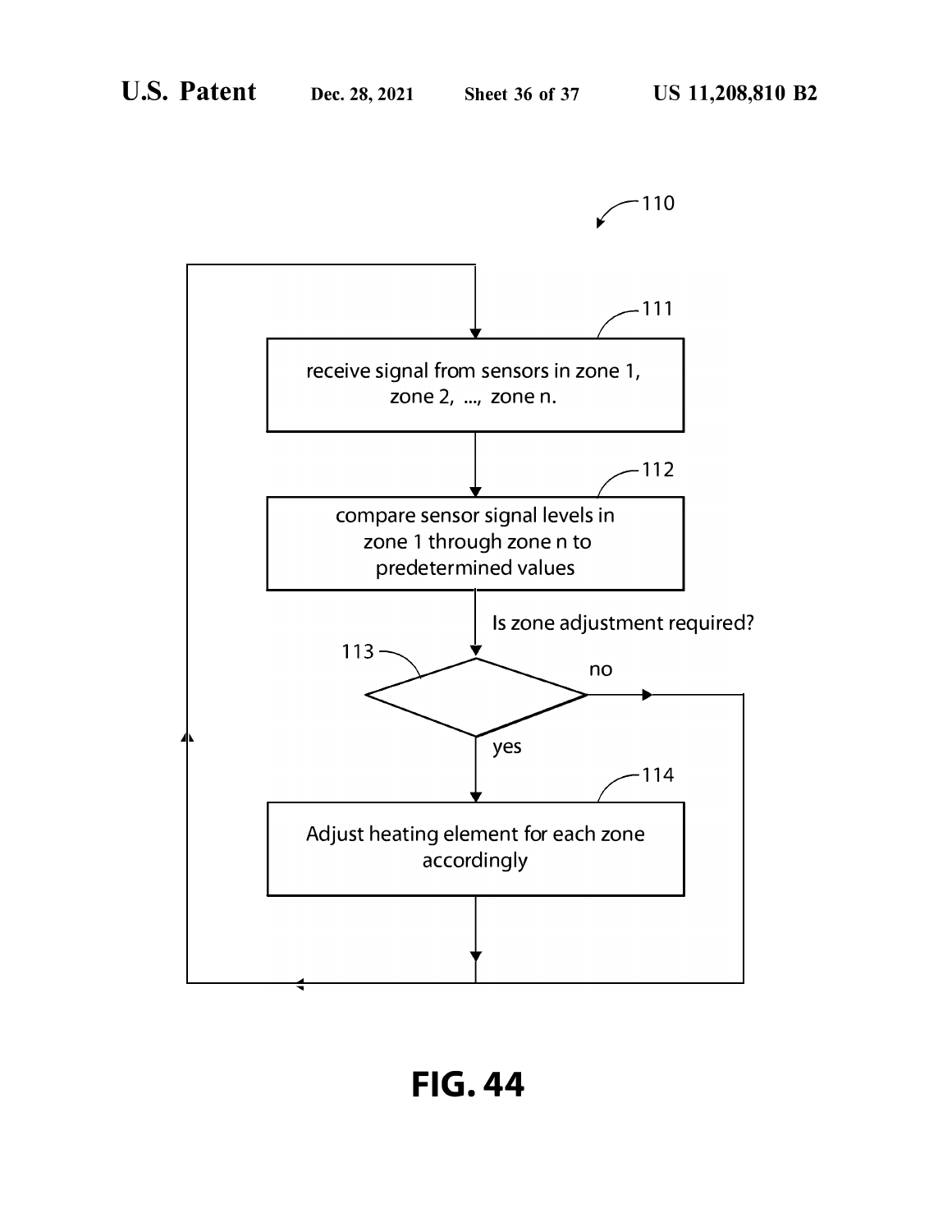110

111

receive signal from sensors in zone 1, zone 2, ..., zone n.

112

compare sensor signal levels in zone 1 through zone n to predetermined values

Is zone adjustment required?

113

no

yes

114

Adjust heating element for each zone accordingly

**FIG. 44**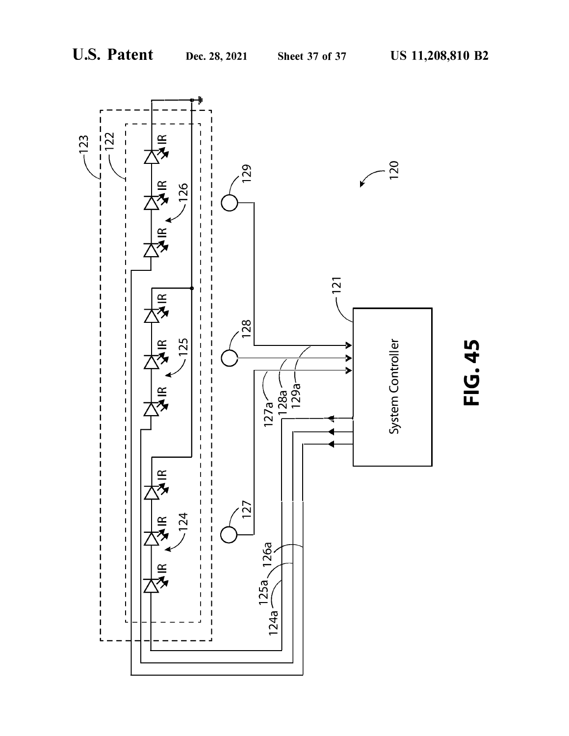123
122
IR
IR
IR
126
IR
IR
IR
125
IR
IR
IR
124
129
128
127
127a
128a
129a
124a
125a
126a
121
System Controller
120

FIG. 45